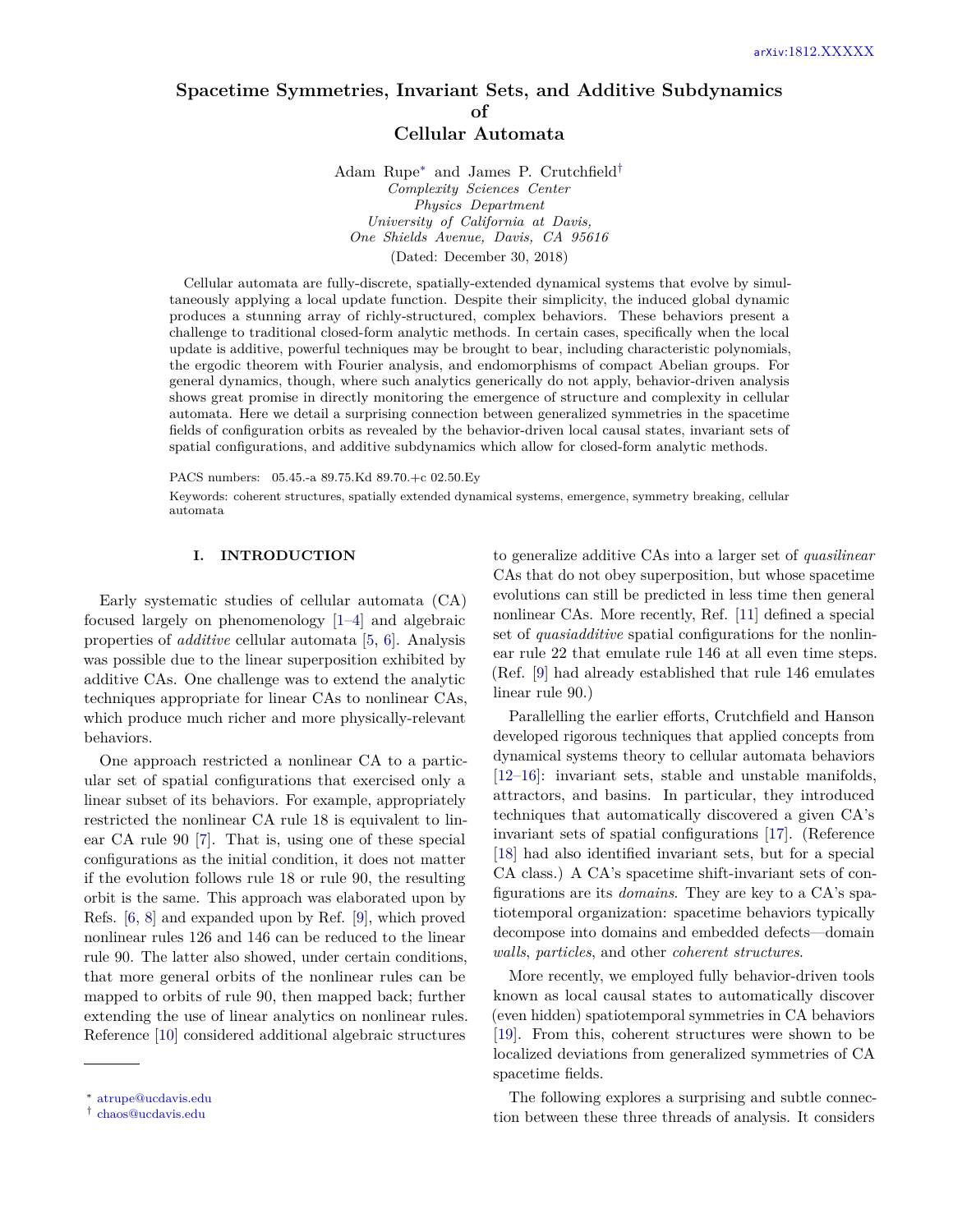arXiv:1812.XXXXX

# Spacetime Symmetries, Invariant Sets, and Additive Subdynamics of Cellular Automata

Adam Rupe[*] and James P. Crutchfield[†]

*Complexity Sciences Center*
*Physics Department*
*University of California at Davis,*
*One Shields Avenue, Davis, CA 95616*

(Dated: December 30, 2018)

Cellular automata are fully-discrete, spatially-extended dynamical systems that evolve by simultaneously applying a local update function. Despite their simplicity, the induced global dynamic produces a stunning array of richly-structured, complex behaviors. These behaviors present a challenge to traditional closed-form analytic methods. In certain cases, specifically when the local update is additive, powerful techniques may be brought to bear, including characteristic polynomials, the ergodic theorem with Fourier analysis, and endomorphisms of compact Abelian groups. For general dynamics, though, where such analytics generically do not apply, behavior-driven analysis shows great promise in directly monitoring the emergence of structure and complexity in cellular automata. Here we detail a surprising connection between generalized symmetries in the spacetime fields of configuration orbits as revealed by the behavior-driven local causal states, invariant sets of spatial configurations, and additive subdynamics which allow for closed-form analytic methods.

PACS numbers: 05.45.-a 89.75.Kd 89.70.+c 02.50.Ey

Keywords: coherent structures, spatially extended dynamical systems, emergence, symmetry breaking, cellular automata

## I. INTRODUCTION

Early systematic studies of cellular automata (CA) focused largely on phenomenology [1–4] and algebraic properties of *additive* cellular automata [5, 6]. Analysis was possible due to the linear superposition exhibited by additive CAs. One challenge was to extend the analytic techniques appropriate for linear CAs to nonlinear CAs, which produce much richer and more physically-relevant behaviors.

One approach restricted a nonlinear CA to a particular set of spatial configurations that exercised only a linear subset of its behaviors. For example, appropriately restricted the nonlinear CA rule 18 is equivalent to linear CA rule 90 [7]. That is, using one of these special configurations as the initial condition, it does not matter if the evolution follows rule 18 or rule 90, the resulting orbit is the same. This approach was elaborated upon by Refs. [6, 8] and expanded upon by Ref. [9], which proved nonlinear rules 126 and 146 can be reduced to the linear rule 90. The latter also showed, under certain conditions, that more general orbits of the nonlinear rules can be mapped to orbits of rule 90, then mapped back; further extending the use of linear analytics on nonlinear rules. Reference [10] considered additional algebraic structures to generalize additive CAs into a larger set of *quasilinear* CAs that do not obey superposition, but whose spacetime evolutions can still be predicted in less time then general nonlinear CAs. More recently, Ref. [11] defined a special set of *quasiadditive* spatial configurations for the nonlinear rule 22 that emulate rule 146 at all even time steps. (Ref. [9] had already established that rule 146 emulates linear rule 90.)

Parallelling the earlier efforts, Crutchfield and Hanson developed rigorous techniques that applied concepts from dynamical systems theory to cellular automata behaviors [12–16]: invariant sets, stable and unstable manifolds, attractors, and basins. In particular, they introduced techniques that automatically discovered a given CA's invariant sets of spatial configurations [17]. (Reference [18] had also identified invariant sets, but for a special CA class.) A CA's spacetime shift-invariant sets of configurations are its *domains*. They are key to a CA's spatiotemporal organization: spacetime behaviors typically decompose into domains and embedded defects—domain *walls*, *particles*, and other *coherent structures*.

More recently, we employed fully behavior-driven tools known as local causal states to automatically discover (even hidden) spatiotemporal symmetries in CA behaviors [19]. From this, coherent structures were shown to be localized deviations from generalized symmetries of CA spacetime fields.

The following explores a surprising and subtle connection between these three threads of analysis. It considers

[*] atrupe@ucdavis.edu
[†] chaos@ucdavis.edu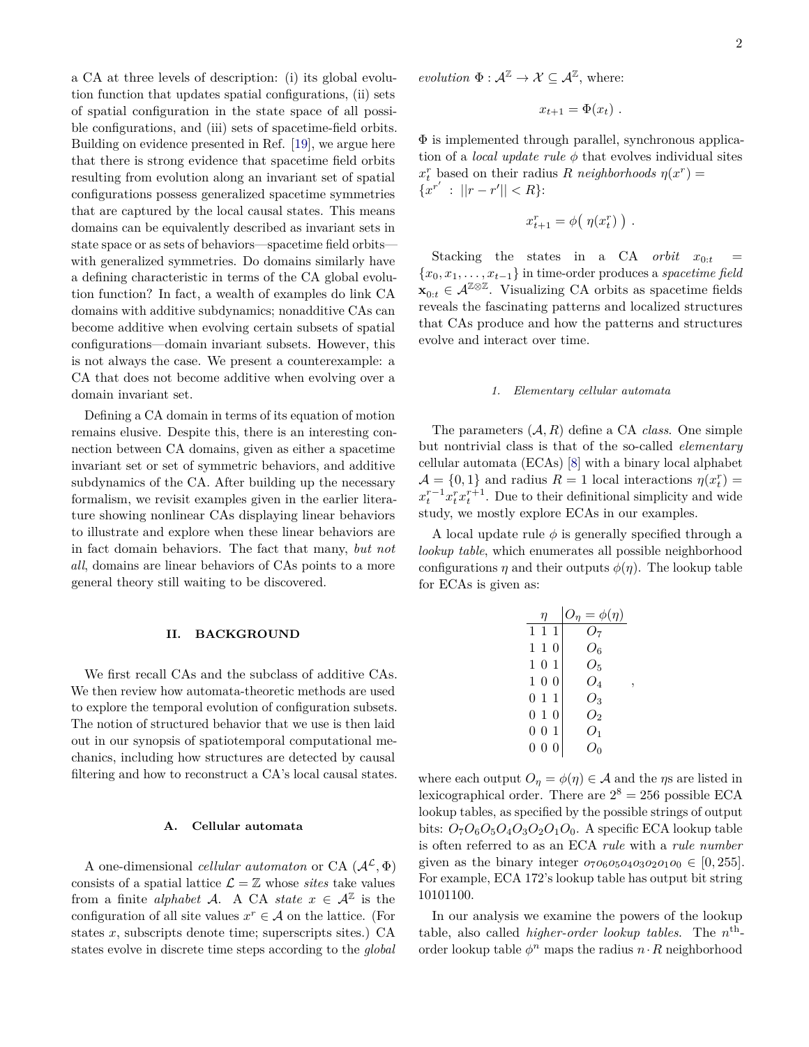a CA at three levels of description: (i) its global evolution function that updates spatial configurations, (ii) sets of spatial configuration in the state space of all possible configurations, and (iii) sets of spacetime-field orbits. Building on evidence presented in Ref. [19], we argue here that there is strong evidence that spacetime field orbits resulting from evolution along an invariant set of spatial configurations possess generalized spacetime symmetries that are captured by the local causal states. This means domains can be equivalently described as invariant sets in state space or as sets of behaviors—spacetime field orbits—with generalized symmetries. Do domains similarly have a defining characteristic in terms of the CA global evolution function? In fact, a wealth of examples do link CA domains with additive subdynamics; nonadditive CAs can become additive when evolving certain subsets of spatial configurations—domain invariant subsets. However, this is not always the case. We present a counterexample: a CA that does not become additive when evolving over a domain invariant set.

Defining a CA domain in terms of its equation of motion remains elusive. Despite this, there is an interesting connection between CA domains, given as either a spacetime invariant set or set of symmetric behaviors, and additive subdynamics of the CA. After building up the necessary formalism, we revisit examples given in the earlier literature showing nonlinear CAs displaying linear behaviors to illustrate and explore when these linear behaviors are in fact domain behaviors. The fact that many, *but not all*, domains are linear behaviors of CAs points to a more general theory still waiting to be discovered.

## II. BACKGROUND

We first recall CAs and the subclass of additive CAs. We then review how automata-theoretic methods are used to explore the temporal evolution of configuration subsets. The notion of structured behavior that we use is then laid out in our synopsis of spatiotemporal computational mechanics, including how structures are detected by causal filtering and how to reconstruct a CA's local causal states.

### A. Cellular automata

A one-dimensional *cellular automaton* or CA $(\mathcal{A}^{\mathcal{L}}, \Phi)$ consists of a spatial lattice $\mathcal{L} = \mathbb{Z}$ whose *sites* take values from a finite *alphabet* $\mathcal{A}$. A CA *state* $x \in \mathcal{A}^{\mathbb{Z}}$ is the configuration of all site values $x^r \in \mathcal{A}$ on the lattice. (For states $x$, subscripts denote time; superscripts sites.) CA states evolve in discrete time steps according to the *global evolution* $\Phi : \mathcal{A}^{\mathbb{Z}} \rightarrow \mathcal{X} \subseteq \mathcal{A}^{\mathbb{Z}}$, where:

$$x_{t+1} = \Phi(x_t) \ .$$

$\Phi$ is implemented through parallel, synchronous application of a *local update rule* $\phi$ that evolves individual sites $x^r_t$ based on their radius $R$ *neighborhoods* $\eta(x^r) = \{x^{r'} \ : \ ||r - r'|| < R\}$:

$$x^r_{t+1} = \phi\big(\ \eta(x^r_t)\ \big) \ .$$

Stacking the states in a CA *orbit* $x_{0:t} = \{x_0, x_1, \ldots, x_{t-1}\}$ in time-order produces a *spacetime field* $\mathbf{x}_{0:t} \in \mathcal{A}^{\mathbb{Z} \otimes \mathbb{Z}}$. Visualizing CA orbits as spacetime fields reveals the fascinating patterns and localized structures that CAs produce and how the patterns and structures evolve and interact over time.

#### 1. Elementary cellular automata

The parameters $(\mathcal{A}, R)$ define a CA *class*. One simple but nontrivial class is that of the so-called *elementary* cellular automata (ECAs) [8] with a binary local alphabet $\mathcal{A} = \{0, 1\}$ and radius $R = 1$ local interactions $\eta(x^r_t) = x^{r-1}_t x^r_t x^{r+1}_t$. Due to their definitional simplicity and wide study, we mostly explore ECAs in our examples.

A local update rule $\phi$ is generally specified through a *lookup table*, which enumerates all possible neighborhood configurations $\eta$ and their outputs $\phi(\eta)$. The lookup table for ECAs is given as:

| $\eta$ | $O_\eta = \phi(\eta)$ |
|---|---|
| 1 1 1 | $O_7$ |
| 1 1 0 | $O_6$ |
| 1 0 1 | $O_5$ |
| 1 0 0 | $O_4$ |
| 0 1 1 | $O_3$ |
| 0 1 0 | $O_2$ |
| 0 0 1 | $O_1$ |
| 0 0 0 | $O_0$ |

where each output $O_\eta = \phi(\eta) \in \mathcal{A}$ and the $\eta$s are listed in lexicographical order. There are $2^8 = 256$ possible ECA lookup tables, as specified by the possible strings of output bits: $O_7 O_6 O_5 O_4 O_3 O_2 O_1 O_0$. A specific ECA lookup table is often referred to as an ECA *rule* with a *rule number* given as the binary integer $o_7 o_6 o_5 o_4 o_3 o_2 o_1 o_0 \in [0, 255]$. For example, ECA 172's lookup table has output bit string 10101100.

In our analysis we examine the powers of the lookup table, also called *higher-order lookup tables*. The $n^{\text{th}}$-order lookup table $\phi^n$ maps the radius $n \cdot R$ neighborhood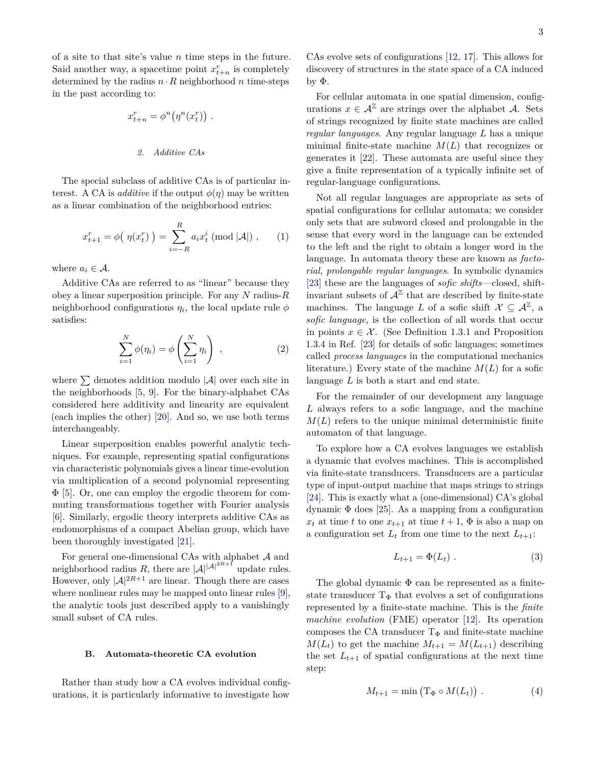of a site to that site's value $n$ time steps in the future. Said another way, a spacetime point $x^r_{t+n}$ is completely determined by the radius $n \cdot R$ neighborhood $n$ time-steps in the past according to:

$$x^r_{t+n} = \phi^n\big(\eta^n(x^r_t)\big) ~.$$

#### 2. Additive CAs

The special subclass of additive CAs is of particular interest. A CA is *additive* if the output $\phi(\eta)$ may be written as a linear combination of the neighborhood entries:

$$x^r_{t+1} = \phi\big(~\eta(x^r_t)~\big) = \sum_{i=-R}^{R} a_i x^i_t ~(\mathrm{mod}~|\mathcal{A}|) ~, \qquad (1)$$

where $a_i \in \mathcal{A}$.

Additive CAs are referred to as "linear" because they obey a linear superposition principle. For any $N$ radius-$R$ neighborhood configurations $\eta_i$, the local update rule $\phi$ satisfies:

$$\sum_{i=1}^{N} \phi(\eta_i) = \phi\left(\sum_{i=1}^{N} \eta_i\right) ~, \qquad (2)$$

where $\sum$ denotes addition modulo $|\mathcal{A}|$ over each site in the neighborhoods [5, 9]. For the binary-alphabet CAs considered here additivity and linearity are equivalent (each implies the other) [20]. And so, we use both terms interchangeably.

Linear superposition enables powerful analytic techniques. For example, representing spatial configurations via characteristic polynomials gives a linear time-evolution via multiplication of a second polynomial representing $\Phi$ [5]. Or, one can employ the ergodic theorem for commuting transformations together with Fourier analysis [6]. Similarly, ergodic theory interprets additive CAs as endomorphisms of a compact Abelian group, which have been thoroughly investigated [21].

For general one-dimensional CAs with alphabet $\mathcal{A}$ and neighborhood radius $R$, there are $|\mathcal{A}|^{|\mathcal{A}|^{2R+1}}$ update rules. However, only $|\mathcal{A}|^{2R+1}$ are linear. Though there are cases where nonlinear rules may be mapped onto linear rules [9], the analytic tools just described apply to a vanishingly small subset of CA rules.

### B. Automata-theoretic CA evolution

Rather than study how a CA evolves individual configurations, it is particularly informative to investigate how CAs evolve sets of configurations [12, 17]. This allows for discovery of structures in the state space of a CA induced by $\Phi$.

For cellular automata in one spatial dimension, configurations $x \in \mathcal{A}^{\mathbb{Z}}$ are strings over the alphabet $\mathcal{A}$. Sets of strings recognized by finite state machines are called *regular languages*. Any regular language $L$ has a unique minimal finite-state machine $M(L)$ that recognizes or generates it [22]. These automata are useful since they give a finite representation of a typically infinite set of regular-language configurations.

Not all regular languages are appropriate as sets of spatial configurations for cellular automata; we consider only sets that are subword closed and prolongable in the sense that every word in the language can be extended to the left and the right to obtain a longer word in the language. In automata theory these are known as *factorial, prolongable regular languages*. In symbolic dynamics [23] these are the languages of *sofic shifts*—closed, shift-invariant subsets of $\mathcal{A}^{\mathbb{Z}}$ that are described by finite-state machines. The language $L$ of a sofic shift $\mathcal{X} \subseteq \mathcal{A}^{\mathbb{Z}}$, a *sofic language*, is the collection of all words that occur in points $x \in \mathcal{X}$. (See Definition 1.3.1 and Proposition 1.3.4 in Ref. [23] for details of sofic languages; sometimes called *process languages* in the computational mechanics literature.) Every state of the machine $M(L)$ for a sofic language $L$ is both a start and end state.

For the remainder of our development any language $L$ always refers to a sofic language, and the machine $M(L)$ refers to the unique minimal deterministic finite automaton of that language.

To explore how a CA evolves languages we establish a dynamic that evolves machines. This is accomplished via finite-state transducers. Transducers are a particular type of input-output machine that maps strings to strings [24]. This is exactly what a (one-dimensional) CA's global dynamic $\Phi$ does [25]. As a mapping from a configuration $x_t$ at time $t$ to one $x_{t+1}$ at time $t+1$, $\Phi$ is also a map on a configuration set $L_t$ from one time to the next $L_{t+1}$:

$$L_{t+1} = \Phi(L_t) ~. \qquad (3)$$

The global dynamic $\Phi$ can be represented as a finite-state transducer $\mathrm{T}_\Phi$ that evolves a set of configurations represented by a finite-state machine. This is the *finite machine evolution* (FME) operator [12]. Its operation composes the CA transducer $\mathrm{T}_\Phi$ and finite-state machine $M(L_t)$ to get the machine $M_{t+1} = M(L_{t+1})$ describing the set $L_{t+1}$ of spatial configurations at the next time step:

$$M_{t+1} = \min\left(\mathrm{T}_\Phi \circ M(L_t)\right) ~. \qquad (4)$$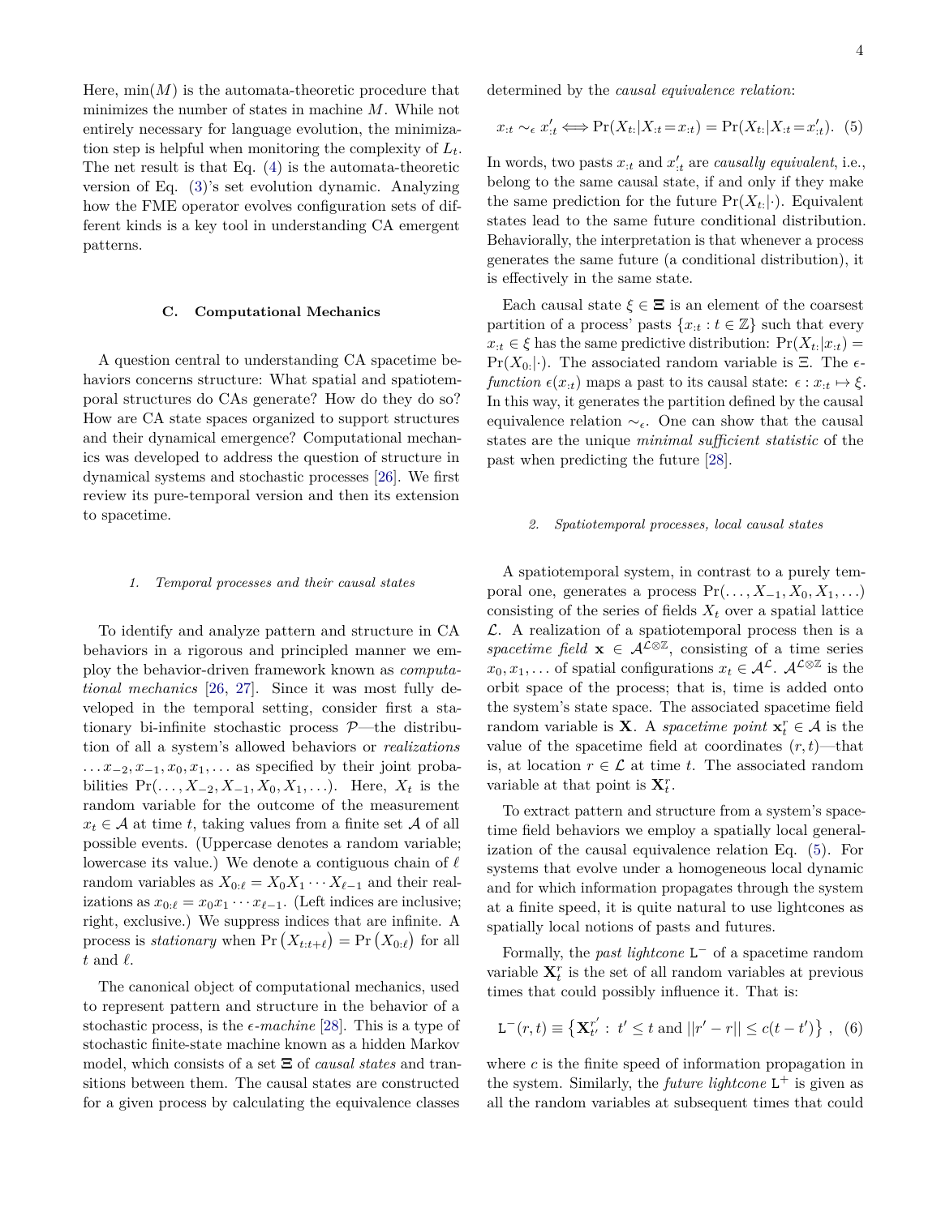Here, $\min(M)$ is the automata-theoretic procedure that minimizes the number of states in machine $M$. While not entirely necessary for language evolution, the minimization step is helpful when monitoring the complexity of $L_t$. The net result is that Eq. (4) is the automata-theoretic version of Eq. (3)'s set evolution dynamic. Analyzing how the FME operator evolves configuration sets of different kinds is a key tool in understanding CA emergent patterns.

### C. Computational Mechanics

A question central to understanding CA spacetime behaviors concerns structure: What spatial and spatiotemporal structures do CAs generate? How do they do so? How are CA state spaces organized to support structures and their dynamical emergence? Computational mechanics was developed to address the question of structure in dynamical systems and stochastic processes [26]. We first review its pure-temporal version and then its extension to spacetime.

#### 1. Temporal processes and their causal states

To identify and analyze pattern and structure in CA behaviors in a rigorous and principled manner we employ the behavior-driven framework known as *computational mechanics* [26, 27]. Since it was most fully developed in the temporal setting, consider first a stationary bi-infinite stochastic process $\mathcal{P}$—the distribution of all a system's allowed behaviors or *realizations* $\ldots x_{-2}, x_{-1}, x_0, x_1, \ldots$ as specified by their joint probabilities $\Pr(\ldots, X_{-2}, X_{-1}, X_0, X_1, \ldots)$. Here, $X_t$ is the random variable for the outcome of the measurement $x_t \in \mathcal{A}$ at time $t$, taking values from a finite set $\mathcal{A}$ of all possible events. (Uppercase denotes a random variable; lowercase its value.) We denote a contiguous chain of $\ell$ random variables as $X_{0:\ell} = X_0 X_1 \cdots X_{\ell-1}$ and their realizations as $x_{0:\ell} = x_0 x_1 \cdots x_{\ell-1}$. (Left indices are inclusive; right, exclusive.) We suppress indices that are infinite. A process is *stationary* when $\Pr\left(X_{t:t+\ell}\right) = \Pr\left(X_{0:\ell}\right)$ for all $t$ and $\ell$.

The canonical object of computational mechanics, used to represent pattern and structure in the behavior of a stochastic process, is the $\epsilon$-*machine* [28]. This is a type of stochastic finite-state machine known as a hidden Markov model, which consists of a set $\boldsymbol{\Xi}$ of *causal states* and transitions between them. The causal states are constructed for a given process by calculating the equivalence classes determined by the *causal equivalence relation*:

$$x_{:t} \sim_\epsilon x'_{:t} \Longleftrightarrow \Pr(X_{t:}|X_{:t}=x_{:t}) = \Pr(X_{t:}|X_{:t}=x'_{:t}). \quad (5)$$

In words, two pasts $x_{:t}$ and $x'_{:t}$ are *causally equivalent*, i.e., belong to the same causal state, if and only if they make the same prediction for the future $\Pr(X_{t:}|\cdot)$. Equivalent states lead to the same future conditional distribution. Behaviorally, the interpretation is that whenever a process generates the same future (a conditional distribution), it is effectively in the same state.

Each causal state $\xi \in \boldsymbol{\Xi}$ is an element of the coarsest partition of a process' pasts $\{x_{:t} : t \in \mathbb{Z}\}$ such that every $x_{:t} \in \xi$ has the same predictive distribution: $\Pr(X_{t:}|x_{:t}) = \Pr(X_{0:}|\cdot)$. The associated random variable is $\Xi$. The $\epsilon$-*function* $\epsilon(x_{:t})$ maps a past to its causal state: $\epsilon : x_{:t} \mapsto \xi$. In this way, it generates the partition defined by the causal equivalence relation $\sim_\epsilon$. One can show that the causal states are the unique *minimal sufficient statistic* of the past when predicting the future [28].

#### 2. Spatiotemporal processes, local causal states

A spatiotemporal system, in contrast to a purely temporal one, generates a process $\Pr(\ldots, X_{-1}, X_0, X_1, \ldots)$ consisting of the series of fields $X_t$ over a spatial lattice $\mathcal{L}$. A realization of a spatiotemporal process then is a *spacetime field* $\mathbf{x} \in \mathcal{A}^{\mathcal{L}\otimes\mathbb{Z}}$, consisting of a time series $x_0, x_1, \ldots$ of spatial configurations $x_t \in \mathcal{A}^{\mathcal{L}}$. $\mathcal{A}^{\mathcal{L}\otimes\mathbb{Z}}$ is the orbit space of the process; that is, time is added onto the system's state space. The associated spacetime field random variable is $\mathbf{X}$. A *spacetime point* $\mathbf{x}^r_t \in \mathcal{A}$ is the value of the spacetime field at coordinates $(r, t)$—that is, at location $r \in \mathcal{L}$ at time $t$. The associated random variable at that point is $\mathbf{X}^r_t$.

To extract pattern and structure from a system's spacetime field behaviors we employ a spatially local generalization of the causal equivalence relation Eq. (5). For systems that evolve under a homogeneous local dynamic and for which information propagates through the system at a finite speed, it is quite natural to use lightcones as spatially local notions of pasts and futures.

Formally, the *past lightcone* $\mathtt{L}^-$ of a spacetime random variable $\mathbf{X}^r_t$ is the set of all random variables at previous times that could possibly influence it. That is:

$$\mathtt{L}^-(r,t) \equiv \left\{\mathbf{X}^{r'}_{t'} :\ t' \leq t \text{ and } ||r' - r|| \leq c(t - t')\right\}\ , \quad (6)$$

where $c$ is the finite speed of information propagation in the system. Similarly, the *future lightcone* $\mathtt{L}^+$ is given as all the random variables at subsequent times that could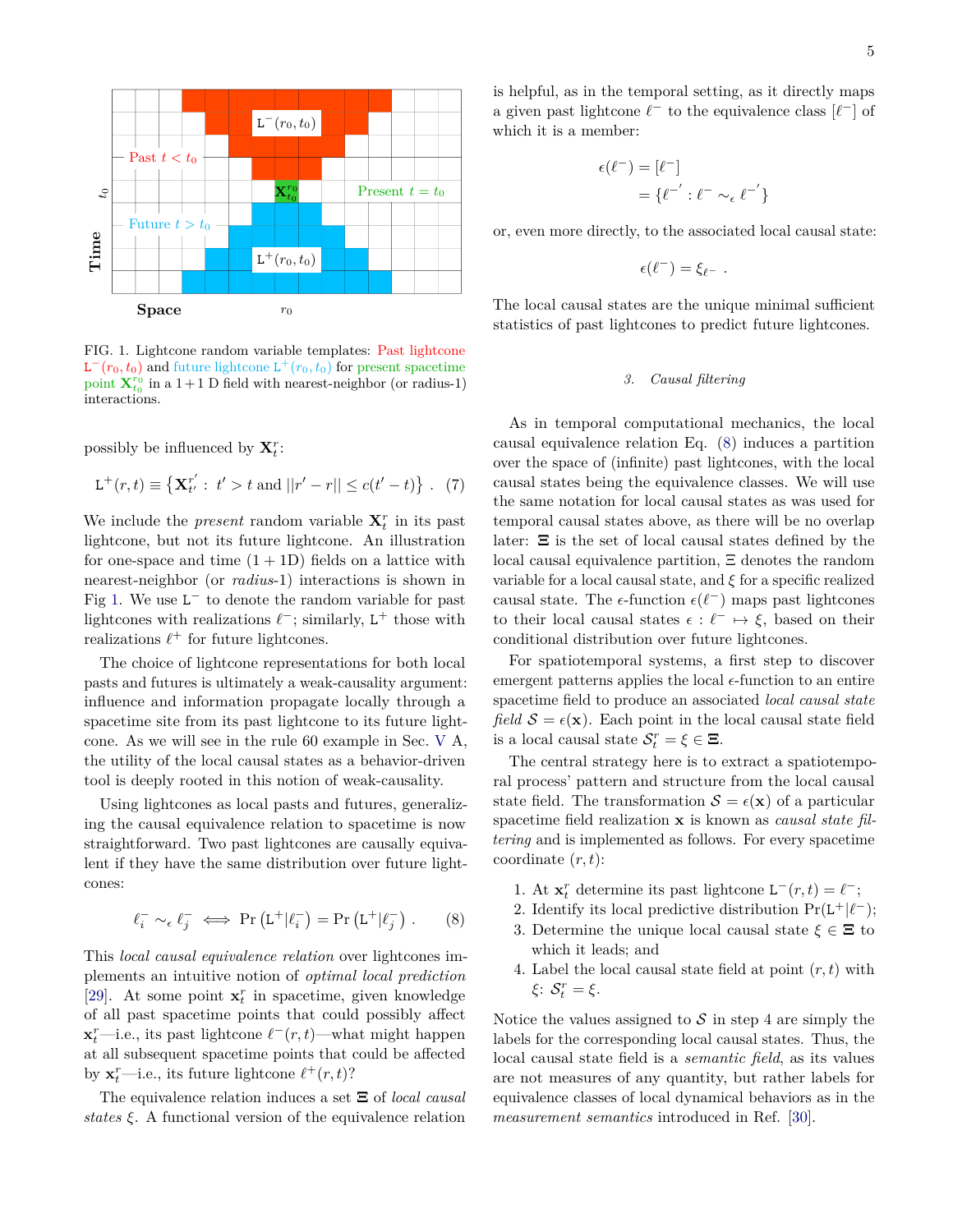FIG. 1. Lightcone random variable templates: Past lightcone $\texttt{L}^-(r_0, t_0)$ and future lightcone $\texttt{L}^+(r_0, t_0)$ for present spacetime point $\mathbf{X}_{t_0}^{r_0}$ in a 1+1 D field with nearest-neighbor (or radius-1) interactions.

possibly be influenced by $\mathbf{X}_t^r$:

$$\texttt{L}^+(r,t) \equiv \left\{ \mathbf{X}_{t'}^{r'} : \; t' > t \text{ and } ||r' - r|| \leq c(t'-t) \right\} \; . \quad (7)$$

We include the *present* random variable $\mathbf{X}_t^r$ in its past lightcone, but not its future lightcone. An illustration for one-space and time (1 + 1D) fields on a lattice with nearest-neighbor (or *radius*-1) interactions is shown in Fig 1. We use $\texttt{L}^-$ to denote the random variable for past lightcones with realizations $\ell^-$; similarly, $\texttt{L}^+$ those with realizations $\ell^+$ for future lightcones.

The choice of lightcone representations for both local pasts and futures is ultimately a weak-causality argument: influence and information propagate locally through a spacetime site from its past lightcone to its future lightcone. As we will see in the rule 60 example in Sec. V A, the utility of the local causal states as a behavior-driven tool is deeply rooted in this notion of weak-causality.

Using lightcones as local pasts and futures, generalizing the causal equivalence relation to spacetime is now straightforward. Two past lightcones are causally equivalent if they have the same distribution over future lightcones:

$$\ell_i^- \sim_\epsilon \ell_j^- \iff \Pr\left(\texttt{L}^+ | \ell_i^-\right) = \Pr\left(\texttt{L}^+ | \ell_j^-\right) \; . \quad (8)$$

This *local causal equivalence relation* over lightcones implements an intuitive notion of *optimal local prediction* [29]. At some point $\mathbf{x}_t^r$ in spacetime, given knowledge of all past spacetime points that could possibly affect $\mathbf{x}_t^r$—i.e., its past lightcone $\ell^-(r,t)$—what might happen at all subsequent spacetime points that could be affected by $\mathbf{x}_t^r$—i.e., its future lightcone $\ell^+(r,t)$?

The equivalence relation induces a set $\boldsymbol{\Xi}$ of *local causal states* $\xi$. A functional version of the equivalence relation is helpful, as in the temporal setting, as it directly maps a given past lightcone $\ell^-$ to the equivalence class $[\ell^-]$ of which it is a member:

$$\begin{aligned} \epsilon(\ell^-) &= [\ell^-] \\ &= \{\ell^{-'} : \ell^- \sim_\epsilon \ell^{-'}\} \end{aligned}$$

or, even more directly, to the associated local causal state:

$$\epsilon(\ell^-) = \xi_{\ell^-} \; .$$

The local causal states are the unique minimal sufficient statistics of past lightcones to predict future lightcones.

### 3. Causal filtering

As in temporal computational mechanics, the local causal equivalence relation Eq. (8) induces a partition over the space of (infinite) past lightcones, with the local causal states being the equivalence classes. We will use the same notation for local causal states as was used for temporal causal states above, as there will be no overlap later: $\boldsymbol{\Xi}$ is the set of local causal states defined by the local causal equivalence partition, $\Xi$ denotes the random variable for a local causal state, and $\xi$ for a specific realized causal state. The $\epsilon$-function $\epsilon(\ell^-)$ maps past lightcones to their local causal states $\epsilon : \ell^- \mapsto \xi$, based on their conditional distribution over future lightcones.

For spatiotemporal systems, a first step to discover emergent patterns applies the local $\epsilon$-function to an entire spacetime field to produce an associated *local causal state field* $\mathcal{S} = \epsilon(\mathbf{x})$. Each point in the local causal state field is a local causal state $\mathcal{S}_t^r = \xi \in \boldsymbol{\Xi}$.

The central strategy here is to extract a spatiotemporal process' pattern and structure from the local causal state field. The transformation $\mathcal{S} = \epsilon(\mathbf{x})$ of a particular spacetime field realization $\mathbf{x}$ is known as *causal state filtering* and is implemented as follows. For every spacetime coordinate $(r,t)$:

1. At $\mathbf{x}_t^r$ determine its past lightcone $\texttt{L}^-(r,t) = \ell^-$;
2. Identify its local predictive distribution $\Pr(\texttt{L}^+ | \ell^-)$;
3. Determine the unique local causal state $\xi \in \boldsymbol{\Xi}$ to which it leads; and
4. Label the local causal state field at point $(r,t)$ with $\xi$: $\mathcal{S}_t^r = \xi$.

Notice the values assigned to $\mathcal{S}$ in step 4 are simply the labels for the corresponding local causal states. Thus, the local causal state field is a *semantic field*, as its values are not measures of any quantity, but rather labels for equivalence classes of local dynamical behaviors as in the *measurement semantics* introduced in Ref. [30].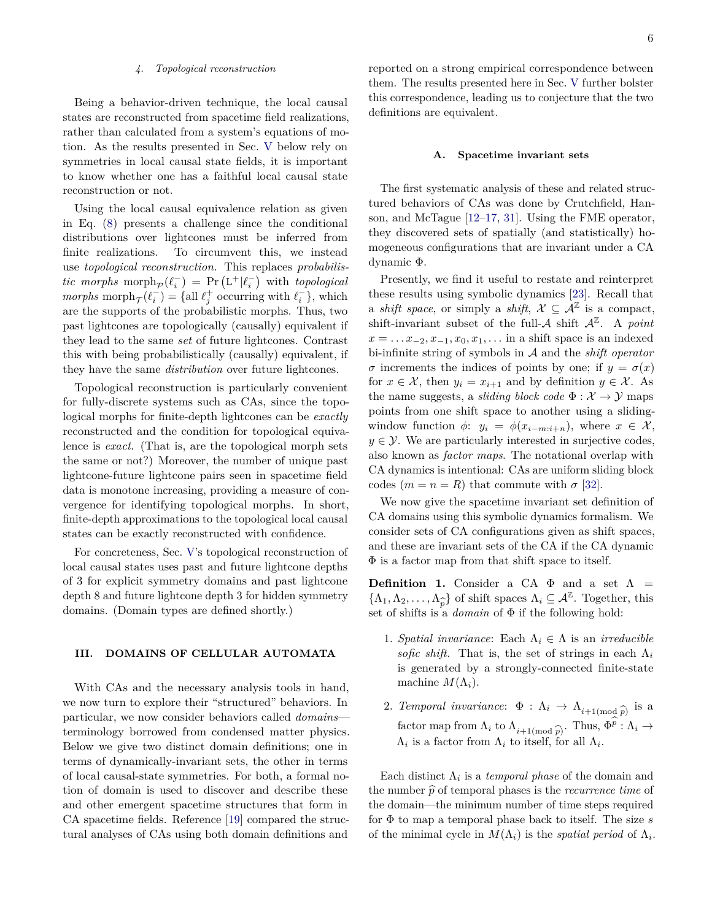#### 4. Topological reconstruction

Being a behavior-driven technique, the local causal states are reconstructed from spacetime field realizations, rather than calculated from a system's equations of motion. As the results presented in Sec. V below rely on symmetries in local causal state fields, it is important to know whether one has a faithful local causal state reconstruction or not.

Using the local causal equivalence relation as given in Eq. (8) presents a challenge since the conditional distributions over lightcones must be inferred from finite realizations. To circumvent this, we instead use *topological reconstruction*. This replaces *probabilistic morphs* $\mathrm{morph}_{\mathcal{P}}(\ell_i^-) = \Pr\left(\mathsf{L}^+ | \ell_i^-\right)$ with *topological morphs* $\mathrm{morph}_{\mathcal{T}}(\ell_i^-) = \{\text{all } \ell_j^+ \text{ occurring with } \ell_i^-\}$, which are the supports of the probabilistic morphs. Thus, two past lightcones are topologically (causally) equivalent if they lead to the same *set* of future lightcones. Contrast this with being probabilistically (causally) equivalent, if they have the same *distribution* over future lightcones.

Topological reconstruction is particularly convenient for fully-discrete systems such as CAs, since the topological morphs for finite-depth lightcones can be *exactly* reconstructed and the condition for topological equivalence is *exact*. (That is, are the topological morph sets the same or not?) Moreover, the number of unique past lightcone-future lightcone pairs seen in spacetime field data is monotone increasing, providing a measure of convergence for identifying topological morphs. In short, finite-depth approximations to the topological local causal states can be exactly reconstructed with confidence.

For concreteness, Sec. V's topological reconstruction of local causal states uses past and future lightcone depths of 3 for explicit symmetry domains and past lightcone depth 8 and future lightcone depth 3 for hidden symmetry domains. (Domain types are defined shortly.)

## III. DOMAINS OF CELLULAR AUTOMATA

With CAs and the necessary analysis tools in hand, we now turn to explore their "structured" behaviors. In particular, we now consider behaviors called *domains*—terminology borrowed from condensed matter physics. Below we give two distinct domain definitions; one in terms of dynamically-invariant sets, the other in terms of local causal-state symmetries. For both, a formal notion of domain is used to discover and describe these and other emergent spacetime structures that form in CA spacetime fields. Reference [19] compared the structural analyses of CAs using both domain definitions and reported on a strong empirical correspondence between them. The results presented here in Sec. V further bolster this correspondence, leading us to conjecture that the two definitions are equivalent.

### A. Spacetime invariant sets

The first systematic analysis of these and related structured behaviors of CAs was done by Crutchfield, Hanson, and McTague [12–17, 31]. Using the FME operator, they discovered sets of spatially (and statistically) homogeneous configurations that are invariant under a CA dynamic $\Phi$.

Presently, we find it useful to restate and reinterpret these results using symbolic dynamics [23]. Recall that a *shift space*, or simply a *shift*, $\mathcal{X} \subseteq \mathcal{A}^{\mathbb{Z}}$ is a compact, shift-invariant subset of the full-$\mathcal{A}$ shift $\mathcal{A}^{\mathbb{Z}}$. A *point* $x = \ldots x_{-2}, x_{-1}, x_0, x_1, \ldots$ in a shift space is an indexed bi-infinite string of symbols in $\mathcal{A}$ and the *shift operator* $\sigma$ increments the indices of points by one; if $y = \sigma(x)$ for $x \in \mathcal{X}$, then $y_i = x_{i+1}$ and by definition $y \in \mathcal{X}$. As the name suggests, a *sliding block code* $\Phi : \mathcal{X} \to \mathcal{Y}$ maps points from one shift space to another using a sliding-window function $\phi$: $y_i = \phi(x_{i-m:i+n})$, where $x \in \mathcal{X}$, $y \in \mathcal{Y}$. We are particularly interested in surjective codes, also known as *factor maps*. The notational overlap with CA dynamics is intentional: CAs are uniform sliding block codes ($m = n = R$) that commute with $\sigma$ [32].

We now give the spacetime invariant set definition of CA domains using this symbolic dynamics formalism. We consider sets of CA configurations given as shift spaces, and these are invariant sets of the CA if the CA dynamic $\Phi$ is a factor map from that shift space to itself.

**Definition 1.** Consider a CA $\Phi$ and a set $\Lambda = \{\Lambda_1, \Lambda_2, \ldots, \Lambda_{\widehat{p}}\}$ of shift spaces $\Lambda_i \subseteq \mathcal{A}^{\mathbb{Z}}$. Together, this set of shifts is a *domain* of $\Phi$ if the following hold:

1. *Spatial invariance*: Each $\Lambda_i \in \Lambda$ is an *irreducible sofic shift*. That is, the set of strings in each $\Lambda_i$ is generated by a strongly-connected finite-state machine $M(\Lambda_i)$.
2. *Temporal invariance*: $\Phi : \Lambda_i \to \Lambda_{i+1 (\mathrm{mod}\ \widehat{p})}$ is a factor map from $\Lambda_i$ to $\Lambda_{i+1(\mathrm{mod}\ \widehat{p})}$. Thus, $\Phi^{\widehat{p}} : \Lambda_i \to \Lambda_i$ is a factor from $\Lambda_i$ to itself, for all $\Lambda_i$.

Each distinct $\Lambda_i$ is a *temporal phase* of the domain and the number $\widehat{p}$ of temporal phases is the *recurrence time* of the domain—the minimum number of time steps required for $\Phi$ to map a temporal phase back to itself. The size $s$ of the minimal cycle in $M(\Lambda_i)$ is the *spatial period* of $\Lambda_i$.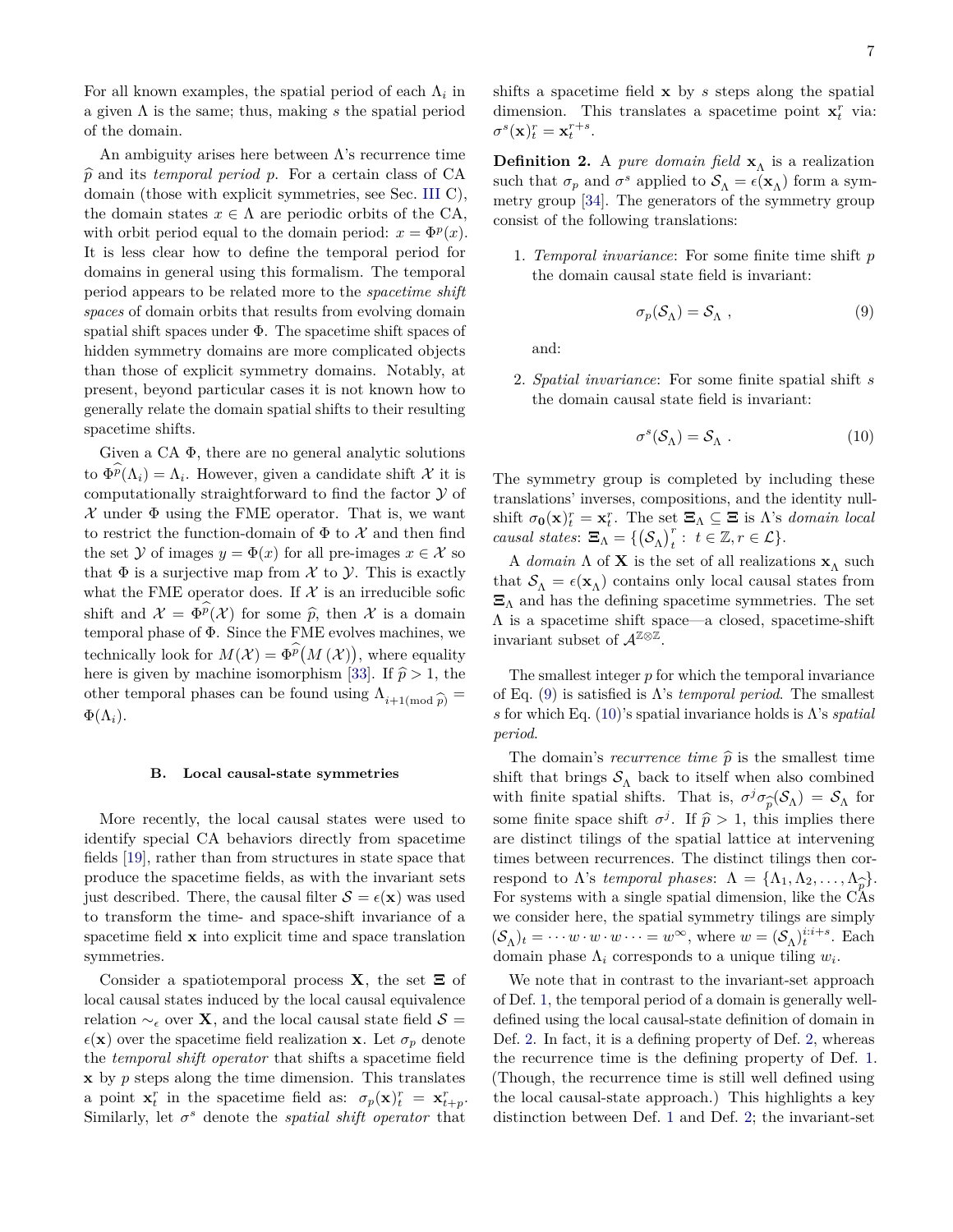For all known examples, the spatial period of each $\Lambda_i$ in a given $\Lambda$ is the same; thus, making $s$ the spatial period of the domain.

An ambiguity arises here between $\Lambda$'s recurrence time $\widehat{p}$ and its *temporal period* $p$. For a certain class of CA domain (those with explicit symmetries, see Sec. III C), the domain states $x \in \Lambda$ are periodic orbits of the CA, with orbit period equal to the domain period: $x = \Phi^p(x)$. It is less clear how to define the temporal period for domains in general using this formalism. The temporal period appears to be related more to the *spacetime shift spaces* of domain orbits that results from evolving domain spatial shift spaces under $\Phi$. The spacetime shift spaces of hidden symmetry domains are more complicated objects than those of explicit symmetry domains. Notably, at present, beyond particular cases it is not known how to generally relate the domain spatial shifts to their resulting spacetime shifts.

Given a CA $\Phi$, there are no general analytic solutions to $\Phi^{\widehat{p}}(\Lambda_i) = \Lambda_i$. However, given a candidate shift $\mathcal{X}$ it is computationally straightforward to find the factor $\mathcal{Y}$ of $\mathcal{X}$ under $\Phi$ using the FME operator. That is, we want to restrict the function-domain of $\Phi$ to $\mathcal{X}$ and then find the set $\mathcal{Y}$ of images $y = \Phi(x)$ for all pre-images $x \in \mathcal{X}$ so that $\Phi$ is a surjective map from $\mathcal{X}$ to $\mathcal{Y}$. This is exactly what the FME operator does. If $\mathcal{X}$ is an irreducible sofic shift and $\mathcal{X} = \Phi^{\widehat{p}}(\mathcal{X})$ for some $\widehat{p}$, then $\mathcal{X}$ is a domain temporal phase of $\Phi$. Since the FME evolves machines, we technically look for $M(\mathcal{X}) = \Phi^{\widehat{p}}\big(M(\mathcal{X})\big)$, where equality here is given by machine isomorphism [33]. If $\widehat{p} > 1$, the other temporal phases can be found using $\Lambda_{i+1 (\mathrm{mod}\, \widehat{p})} = \Phi(\Lambda_i)$.

### B. Local causal-state symmetries

More recently, the local causal states were used to identify special CA behaviors directly from spacetime fields [19], rather than from structures in state space that produce the spacetime fields, as with the invariant sets just described. There, the causal filter $\mathcal{S} = \epsilon(\mathbf{x})$ was used to transform the time- and space-shift invariance of a spacetime field $\mathbf{x}$ into explicit time and space translation symmetries.

Consider a spatiotemporal process $\mathbf{X}$, the set $\boldsymbol{\Xi}$ of local causal states induced by the local causal equivalence relation $\sim_\epsilon$ over $\mathbf{X}$, and the local causal state field $\mathcal{S} = \epsilon(\mathbf{x})$ over the spacetime field realization $\mathbf{x}$. Let $\sigma_p$ denote the *temporal shift operator* that shifts a spacetime field $\mathbf{x}$ by $p$ steps along the time dimension. This translates a point $\mathbf{x}^r_t$ in the spacetime field as: $\sigma_p(\mathbf{x})^r_t = \mathbf{x}^r_{t+p}$. Similarly, let $\sigma^s$ denote the *spatial shift operator* that shifts a spacetime field $\mathbf{x}$ by $s$ steps along the spatial dimension. This translates a spacetime point $\mathbf{x}^r_t$ via: $\sigma^s(\mathbf{x})^r_t = \mathbf{x}^{r+s}_t$.

**Definition 2.** A *pure domain field* $\mathbf{x}_\Lambda$ is a realization such that $\sigma_p$ and $\sigma^s$ applied to $\mathcal{S}_\Lambda = \epsilon(\mathbf{x}_\Lambda)$ form a symmetry group [34]. The generators of the symmetry group consist of the following translations:

1. *Temporal invariance*: For some finite time shift $p$ the domain causal state field is invariant:

$$\sigma_p(\mathcal{S}_\Lambda) = \mathcal{S}_\Lambda \ , \tag{9}$$

and:

2. *Spatial invariance*: For some finite spatial shift $s$ the domain causal state field is invariant:

$$\sigma^s(\mathcal{S}_\Lambda) = \mathcal{S}_\Lambda \ . \tag{10}$$

The symmetry group is completed by including these translations' inverses, compositions, and the identity null-shift $\sigma_{\mathbf{0}}(\mathbf{x})^r_t = \mathbf{x}^r_t$. The set $\boldsymbol{\Xi}_\Lambda \subseteq \boldsymbol{\Xi}$ is $\Lambda$'s *domain local causal states*: $\boldsymbol{\Xi}_\Lambda = \{(\mathcal{S}_\Lambda)^r_t : \ t \in \mathbb{Z}, r \in \mathcal{L}\}$.

A *domain* $\Lambda$ of $\mathbf{X}$ is the set of all realizations $\mathbf{x}_\Lambda$ such that $\mathcal{S}_\Lambda = \epsilon(\mathbf{x}_\Lambda)$ contains only local causal states from $\boldsymbol{\Xi}_\Lambda$ and has the defining spacetime symmetries. The set $\Lambda$ is a spacetime shift space—a closed, spacetime-shift invariant subset of $\mathcal{A}^{\mathbb{Z}\otimes\mathbb{Z}}$.

The smallest integer $p$ for which the temporal invariance of Eq. (9) is satisfied is $\Lambda$'s *temporal period*. The smallest $s$ for which Eq. (10)'s spatial invariance holds is $\Lambda$'s *spatial period*.

The domain's *recurrence time* $\widehat{p}$ is the smallest time shift that brings $\mathcal{S}_\Lambda$ back to itself when also combined with finite spatial shifts. That is, $\sigma^j\sigma_{\widehat{p}}(\mathcal{S}_\Lambda) = \mathcal{S}_\Lambda$ for some finite space shift $\sigma^j$. If $\widehat{p} > 1$, this implies there are distinct tilings of the spatial lattice at intervening times between recurrences. The distinct tilings then correspond to $\Lambda$'s *temporal phases*: $\Lambda = \{\Lambda_1, \Lambda_2, \ldots, \Lambda_{\widehat{p}}\}$. For systems with a single spatial dimension, like the CAs we consider here, the spatial symmetry tilings are simply $(\mathcal{S}_\Lambda)_t = \cdots w \cdot w \cdot w \cdots = w^\infty$, where $w = (\mathcal{S}_\Lambda)^{i:i+s}_t$. Each domain phase $\Lambda_i$ corresponds to a unique tiling $w_i$.

We note that in contrast to the invariant-set approach of Def. 1, the temporal period of a domain is generally well-defined using the local causal-state definition of domain in Def. 2. In fact, it is a defining property of Def. 2, whereas the recurrence time is the defining property of Def. 1. (Though, the recurrence time is still well defined using the local causal-state approach.) This highlights a key distinction between Def. 1 and Def. 2; the invariant-set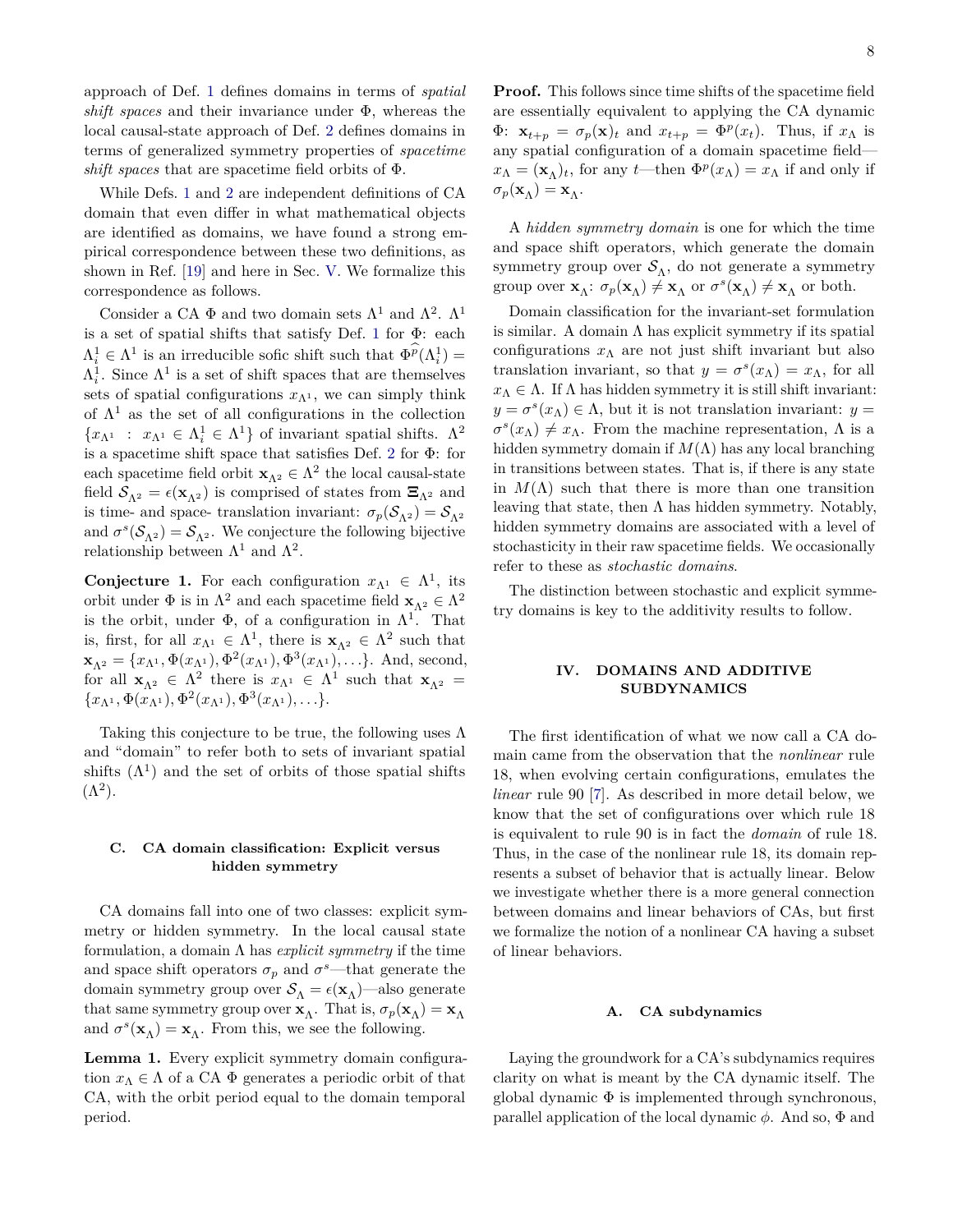approach of Def. 1 defines domains in terms of *spatial shift spaces* and their invariance under $\Phi$, whereas the local causal-state approach of Def. 2 defines domains in terms of generalized symmetry properties of *spacetime shift spaces* that are spacetime field orbits of $\Phi$.

While Defs. 1 and 2 are independent definitions of CA domain that even differ in what mathematical objects are identified as domains, we have found a strong empirical correspondence between these two definitions, as shown in Ref. [19] and here in Sec. V. We formalize this correspondence as follows.

Consider a CA $\Phi$ and two domain sets $\Lambda^1$ and $\Lambda^2$. $\Lambda^1$ is a set of spatial shifts that satisfy Def. 1 for $\Phi$: each $\Lambda^1_i \in \Lambda^1$ is an irreducible sofic shift such that $\widehat{\Phi^p}(\Lambda^1_i) = \Lambda^1_i$. Since $\Lambda^1$ is a set of shift spaces that are themselves sets of spatial configurations $x_{\Lambda^1}$, we can simply think of $\Lambda^1$ as the set of all configurations in the collection $\{x_{\Lambda^1} \ : \ x_{\Lambda^1} \in \Lambda^1_i \in \Lambda^1\}$ of invariant spatial shifts. $\Lambda^2$ is a spacetime shift space that satisfies Def. 2 for $\Phi$: for each spacetime field orbit $\mathbf{x}_{\Lambda^2} \in \Lambda^2$ the local causal-state field $\mathcal{S}_{\Lambda^2} = \epsilon(\mathbf{x}_{\Lambda^2})$ is comprised of states from $\mathbf{\Xi}_{\Lambda^2}$ and is time- and space- translation invariant: $\sigma_p(\mathcal{S}_{\Lambda^2}) = \mathcal{S}_{\Lambda^2}$ and $\sigma^s(\mathcal{S}_{\Lambda^2}) = \mathcal{S}_{\Lambda^2}$. We conjecture the following bijective relationship between $\Lambda^1$ and $\Lambda^2$.

**Conjecture 1.** For each configuration $x_{\Lambda^1} \in \Lambda^1$, its orbit under $\Phi$ is in $\Lambda^2$ and each spacetime field $\mathbf{x}_{\Lambda^2} \in \Lambda^2$ is the orbit, under $\Phi$, of a configuration in $\Lambda^1$. That is, first, for all $x_{\Lambda^1} \in \Lambda^1$, there is $\mathbf{x}_{\Lambda^2} \in \Lambda^2$ such that $\mathbf{x}_{\Lambda^2} = \{x_{\Lambda^1}, \Phi(x_{\Lambda^1}), \Phi^2(x_{\Lambda^1}), \Phi^3(x_{\Lambda^1}), \ldots\}$. And, second, for all $\mathbf{x}_{\Lambda^2} \in \Lambda^2$ there is $x_{\Lambda^1} \in \Lambda^1$ such that $\mathbf{x}_{\Lambda^2} = \{x_{\Lambda^1}, \Phi(x_{\Lambda^1}), \Phi^2(x_{\Lambda^1}), \Phi^3(x_{\Lambda^1}), \ldots\}$.

Taking this conjecture to be true, the following uses $\Lambda$ and "domain" to refer both to sets of invariant spatial shifts ($\Lambda^1$) and the set of orbits of those spatial shifts ($\Lambda^2$).

### C. CA domain classification: Explicit versus hidden symmetry

CA domains fall into one of two classes: explicit symmetry or hidden symmetry. In the local causal state formulation, a domain $\Lambda$ has *explicit symmetry* if the time and space shift operators $\sigma_p$ and $\sigma^s$—that generate the domain symmetry group over $\mathcal{S}_\Lambda = \epsilon(\mathbf{x}_\Lambda)$—also generate that same symmetry group over $\mathbf{x}_\Lambda$. That is, $\sigma_p(\mathbf{x}_\Lambda) = \mathbf{x}_\Lambda$ and $\sigma^s(\mathbf{x}_\Lambda) = \mathbf{x}_\Lambda$. From this, we see the following.

**Lemma 1.** Every explicit symmetry domain configuration $x_\Lambda \in \Lambda$ of a CA $\Phi$ generates a periodic orbit of that CA, with the orbit period equal to the domain temporal period.

**Proof.** This follows since time shifts of the spacetime field are essentially equivalent to applying the CA dynamic $\Phi$: $\mathbf{x}_{t+p} = \sigma_p(\mathbf{x})_t$ and $x_{t+p} = \Phi^p(x_t)$. Thus, if $x_\Lambda$ is any spatial configuration of a domain spacetime field—$x_\Lambda = (\mathbf{x}_\Lambda)_t$, for any $t$—then $\Phi^p(x_\Lambda) = x_\Lambda$ if and only if $\sigma_p(\mathbf{x}_\Lambda) = \mathbf{x}_\Lambda$.

A *hidden symmetry domain* is one for which the time and space shift operators, which generate the domain symmetry group over $\mathcal{S}_\Lambda$, do not generate a symmetry group over $\mathbf{x}_\Lambda$: $\sigma_p(\mathbf{x}_\Lambda) \neq \mathbf{x}_\Lambda$ or $\sigma^s(\mathbf{x}_\Lambda) \neq \mathbf{x}_\Lambda$ or both.

Domain classification for the invariant-set formulation is similar. A domain $\Lambda$ has explicit symmetry if its spatial configurations $x_\Lambda$ are not just shift invariant but also translation invariant, so that $y = \sigma^s(x_\Lambda) = x_\Lambda$, for all $x_\Lambda \in \Lambda$. If $\Lambda$ has hidden symmetry it is still shift invariant: $y = \sigma^s(x_\Lambda) \in \Lambda$, but it is not translation invariant: $y = \sigma^s(x_\Lambda) \neq x_\Lambda$. From the machine representation, $\Lambda$ is a hidden symmetry domain if $M(\Lambda)$ has any local branching in transitions between states. That is, if there is any state in $M(\Lambda)$ such that there is more than one transition leaving that state, then $\Lambda$ has hidden symmetry. Notably, hidden symmetry domains are associated with a level of stochasticity in their raw spacetime fields. We occasionally refer to these as *stochastic domains*.

The distinction between stochastic and explicit symmetry domains is key to the additivity results to follow.

## IV. DOMAINS AND ADDITIVE SUBDYNAMICS

The first identification of what we now call a CA domain came from the observation that the *nonlinear* rule 18, when evolving certain configurations, emulates the *linear* rule 90 [7]. As described in more detail below, we know that the set of configurations over which rule 18 is equivalent to rule 90 is in fact the *domain* of rule 18. Thus, in the case of the nonlinear rule 18, its domain represents a subset of behavior that is actually linear. Below we investigate whether there is a more general connection between domains and linear behaviors of CAs, but first we formalize the notion of a nonlinear CA having a subset of linear behaviors.

### A. CA subdynamics

Laying the groundwork for a CA's subdynamics requires clarity on what is meant by the CA dynamic itself. The global dynamic $\Phi$ is implemented through synchronous, parallel application of the local dynamic $\phi$. And so, $\Phi$ and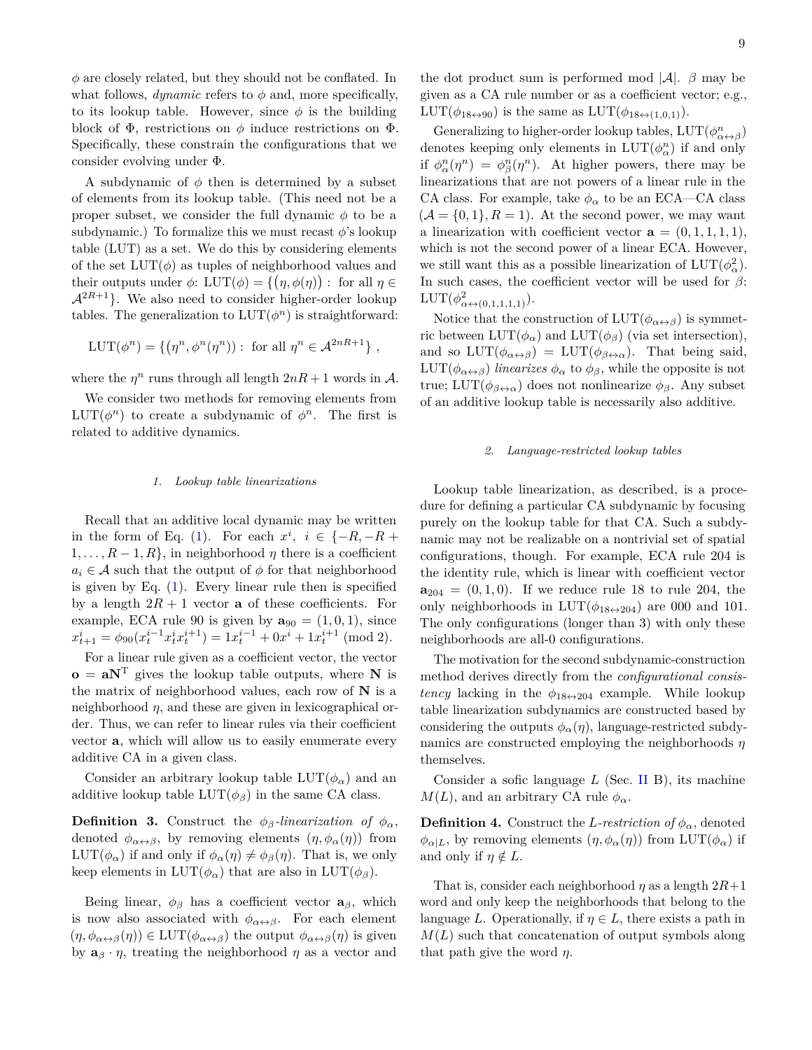$\phi$ are closely related, but they should not be conflated. In what follows, *dynamic* refers to $\phi$ and, more specifically, to its lookup table. However, since $\phi$ is the building block of $\Phi$, restrictions on $\phi$ induce restrictions on $\Phi$. Specifically, these constrain the configurations that we consider evolving under $\Phi$.

A subdynamic of $\phi$ then is determined by a subset of elements from its lookup table. (This need not be a proper subset, we consider the full dynamic $\phi$ to be a subdynamic.) To formalize this we must recast $\phi$'s lookup table (LUT) as a set. We do this by considering elements of the set $\text{LUT}(\phi)$ as tuples of neighborhood values and their outputs under $\phi$: $\text{LUT}(\phi) = \{(\eta, \phi(\eta)) : \text{ for all } \eta \in \mathcal{A}^{2R+1}\}$. We also need to consider higher-order lookup tables. The generalization to $\text{LUT}(\phi^n)$ is straightforward:

$$\text{LUT}(\phi^n) = \{(\eta^n, \phi^n(\eta^n)) : \text{ for all } \eta^n \in \mathcal{A}^{2nR+1}\} ,$$

where the $\eta^n$ runs through all length $2nR+1$ words in $\mathcal{A}$.

We consider two methods for removing elements from $\text{LUT}(\phi^n)$ to create a subdynamic of $\phi^n$. The first is related to additive dynamics.

#### 1. Lookup table linearizations

Recall that an additive local dynamic may be written in the form of Eq. (1). For each $x^i$, $i \in \{-R, -R+1, \ldots, R-1, R\}$, in neighborhood $\eta$ there is a coefficient $a_i \in \mathcal{A}$ such that the output of $\phi$ for that neighborhood is given by Eq. (1). Every linear rule then is specified by a length $2R+1$ vector $\mathbf{a}$ of these coefficients. For example, ECA rule 90 is given by $\mathbf{a}_{90} = (1, 0, 1)$, since $x^i_{t+1} = \phi_{90}(x^{i-1}_t x^i_t x^{i+1}_t) = 1x^{i-1}_t + 0x^i + 1x^{i+1}_t \pmod 2$.

For a linear rule given as a coefficient vector, the vector $\mathbf{o} = \mathbf{a}\mathbf{N}^{\mathrm{T}}$ gives the lookup table outputs, where $\mathbf{N}$ is the matrix of neighborhood values, each row of $\mathbf{N}$ is a neighborhood $\eta$, and these are given in lexicographical order. Thus, we can refer to linear rules via their coefficient vector $\mathbf{a}$, which will allow us to easily enumerate every additive CA in a given class.

Consider an arbitrary lookup table $\text{LUT}(\phi_\alpha)$ and an additive lookup table $\text{LUT}(\phi_\beta)$ in the same CA class.

**Definition 3.** Construct the *$\phi_\beta$-linearization of $\phi_\alpha$*, denoted $\phi_{\alpha\leftrightarrow\beta}$, by removing elements $(\eta, \phi_\alpha(\eta))$ from $\text{LUT}(\phi_\alpha)$ if and only if $\phi_\alpha(\eta) \neq \phi_\beta(\eta)$. That is, we only keep elements in $\text{LUT}(\phi_\alpha)$ that are also in $\text{LUT}(\phi_\beta)$.

Being linear, $\phi_\beta$ has a coefficient vector $\mathbf{a}_\beta$, which is now also associated with $\phi_{\alpha\leftrightarrow\beta}$. For each element $(\eta, \phi_{\alpha\leftrightarrow\beta}(\eta)) \in \text{LUT}(\phi_{\alpha\leftrightarrow\beta})$ the output $\phi_{\alpha\leftrightarrow\beta}(\eta)$ is given by $\mathbf{a}_\beta \cdot \eta$, treating the neighborhood $\eta$ as a vector and the dot product sum is performed mod $|\mathcal{A}|$. $\beta$ may be given as a CA rule number or as a coefficient vector; e.g., $\text{LUT}(\phi_{18\leftrightarrow 90})$ is the same as $\text{LUT}(\phi_{18\leftrightarrow(1,0,1)})$.

Generalizing to higher-order lookup tables, $\text{LUT}(\phi^n_{\alpha\leftrightarrow\beta})$ denotes keeping only elements in $\text{LUT}(\phi^n_\alpha)$ if and only if $\phi^n_\alpha(\eta^n) = \phi^n_\beta(\eta^n)$. At higher powers, there may be linearizations that are not powers of a linear rule in the CA class. For example, take $\phi_\alpha$ to be an ECA—CA class ($\mathcal{A} = \{0, 1\}, R = 1$). At the second power, we may want a linearization with coefficient vector $\mathbf{a} = (0, 1, 1, 1, 1)$, which is not the second power of a linear ECA. However, we still want this as a possible linearization of $\text{LUT}(\phi^2_\alpha)$. In such cases, the coefficient vector will be used for $\beta$: $\text{LUT}(\phi^2_{\alpha\leftrightarrow(0,1,1,1,1)})$.

Notice that the construction of $\text{LUT}(\phi_{\alpha\leftrightarrow\beta})$ is symmetric between $\text{LUT}(\phi_\alpha)$ and $\text{LUT}(\phi_\beta)$ (via set intersection), and so $\text{LUT}(\phi_{\alpha\leftrightarrow\beta}) = \text{LUT}(\phi_{\beta\leftrightarrow\alpha})$. That being said, $\text{LUT}(\phi_{\alpha\leftrightarrow\beta})$ *linearizes* $\phi_\alpha$ to $\phi_\beta$, while the opposite is not true; $\text{LUT}(\phi_{\beta\leftrightarrow\alpha})$ does not nonlinearize $\phi_\beta$. Any subset of an additive lookup table is necessarily also additive.

#### 2. Language-restricted lookup tables

Lookup table linearization, as described, is a procedure for defining a particular CA subdynamic by focusing purely on the lookup table for that CA. Such a subdynamic may not be realizable on a nontrivial set of spatial configurations, though. For example, ECA rule 204 is the identity rule, which is linear with coefficient vector $\mathbf{a}_{204} = (0, 1, 0)$. If we reduce rule 18 to rule 204, the only neighborhoods in $\text{LUT}(\phi_{18\leftrightarrow 204})$ are 000 and 101. The only configurations (longer than 3) with only these neighborhoods are all-0 configurations.

The motivation for the second subdynamic-construction method derives directly from the *configurational consistency* lacking in the $\phi_{18\leftrightarrow 204}$ example. While lookup table linearization subdynamics are constructed based by considering the outputs $\phi_\alpha(\eta)$, language-restricted subdynamics are constructed employing the neighborhoods $\eta$ themselves.

Consider a sofic language $L$ (Sec. II B), its machine $M(L)$, and an arbitrary CA rule $\phi_\alpha$.

**Definition 4.** Construct the *$L$-restriction of* $\phi_\alpha$, denoted $\phi_{\alpha|L}$, by removing elements $(\eta, \phi_\alpha(\eta))$ from $\text{LUT}(\phi_\alpha)$ if and only if $\eta \notin L$.

That is, consider each neighborhood $\eta$ as a length $2R+1$ word and only keep the neighborhoods that belong to the language $L$. Operationally, if $\eta \in L$, there exists a path in $M(L)$ such that concatenation of output symbols along that path give the word $\eta$.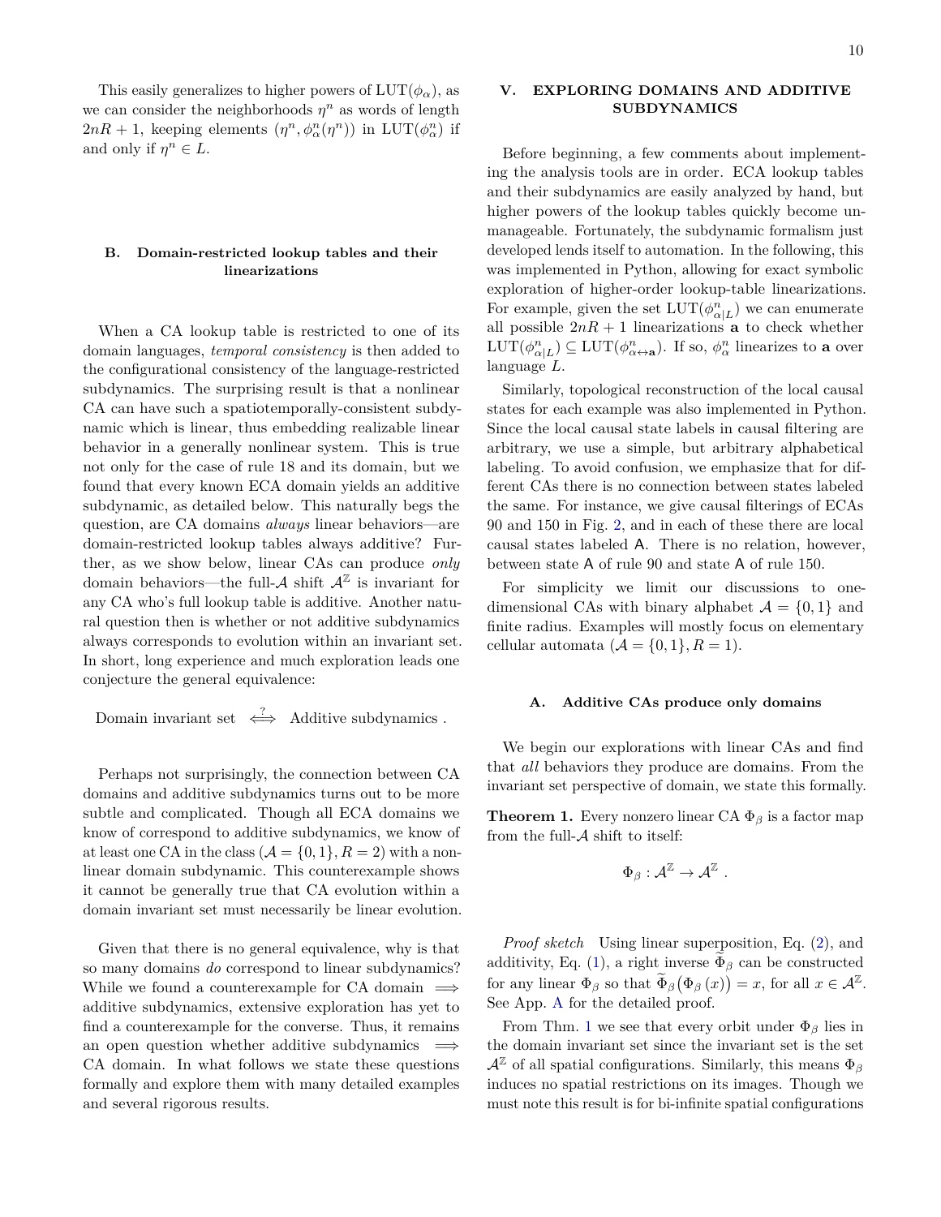This easily generalizes to higher powers of $\mathrm{LUT}(\phi_\alpha)$, as we can consider the neighborhoods $\eta^n$ as words of length $2nR+1$, keeping elements $(\eta^n, \phi_\alpha^n(\eta^n))$ in $\mathrm{LUT}(\phi_\alpha^n)$ if and only if $\eta^n \in L$.

### B. Domain-restricted lookup tables and their linearizations

When a CA lookup table is restricted to one of its domain languages, *temporal consistency* is then added to the configurational consistency of the language-restricted subdynamics. The surprising result is that a nonlinear CA can have such a spatiotemporally-consistent subdynamic which is linear, thus embedding realizable linear behavior in a generally nonlinear system. This is true not only for the case of rule 18 and its domain, but we found that every known ECA domain yields an additive subdynamic, as detailed below. This naturally begs the question, are CA domains *always* linear behaviors—are domain-restricted lookup tables always additive? Further, as we show below, linear CAs can produce *only* domain behaviors—the full-$\mathcal{A}$ shift $\mathcal{A}^{\mathbb{Z}}$ is invariant for any CA who's full lookup table is additive. Another natural question then is whether or not additive subdynamics always corresponds to evolution within an invariant set. In short, long experience and much exploration leads one conjecture the general equivalence:

$$\text{Domain invariant set} \overset{?}{\iff} \text{Additive subdynamics} .$$

Perhaps not surprisingly, the connection between CA domains and additive subdynamics turns out to be more subtle and complicated. Though all ECA domains we know of correspond to additive subdynamics, we know of at least one CA in the class ($\mathcal{A}=\{0,1\}, R=2$) with a nonlinear domain subdynamic. This counterexample shows it cannot be generally true that CA evolution within a domain invariant set must necessarily be linear evolution.

Given that there is no general equivalence, why is that so many domains *do* correspond to linear subdynamics? While we found a counterexample for CA domain $\implies$ additive subdynamics, extensive exploration has yet to find a counterexample for the converse. Thus, it remains an open question whether additive subdynamics $\implies$ CA domain. In what follows we state these questions formally and explore them with many detailed examples and several rigorous results.

## V. EXPLORING DOMAINS AND ADDITIVE SUBDYNAMICS

Before beginning, a few comments about implementing the analysis tools are in order. ECA lookup tables and their subdynamics are easily analyzed by hand, but higher powers of the lookup tables quickly become unmanageable. Fortunately, the subdynamic formalism just developed lends itself to automation. In the following, this was implemented in Python, allowing for exact symbolic exploration of higher-order lookup-table linearizations. For example, given the set $\mathrm{LUT}(\phi^n_{\alpha|L})$ we can enumerate all possible $2nR+1$ linearizations $\mathbf{a}$ to check whether $\mathrm{LUT}(\phi^n_{\alpha|L}) \subseteq \mathrm{LUT}(\phi^n_{\alpha\leftrightarrow\mathbf{a}})$. If so, $\phi^n_\alpha$ linearizes to $\mathbf{a}$ over language $L$.

Similarly, topological reconstruction of the local causal states for each example was also implemented in Python. Since the local causal state labels in causal filtering are arbitrary, we use a simple, but arbitrary alphabetical labeling. To avoid confusion, we emphasize that for different CAs there is no connection between states labeled the same. For instance, we give causal filterings of ECAs 90 and 150 in Fig. 2, and in each of these there are local causal states labeled A. There is no relation, however, between state A of rule 90 and state A of rule 150.

For simplicity we limit our discussions to one-dimensional CAs with binary alphabet $\mathcal{A}=\{0,1\}$ and finite radius. Examples will mostly focus on elementary cellular automata ($\mathcal{A}=\{0,1\}, R=1$).

### A. Additive CAs produce only domains

We begin our explorations with linear CAs and find that *all* behaviors they produce are domains. From the invariant set perspective of domain, we state this formally.

**Theorem 1.** Every nonzero linear CA $\Phi_\beta$ is a factor map from the full-$\mathcal{A}$ shift to itself:

$$\Phi_\beta : \mathcal{A}^{\mathbb{Z}} \to \mathcal{A}^{\mathbb{Z}} .$$

*Proof sketch* Using linear superposition, Eq. (2), and additivity, Eq. (1), a right inverse $\widetilde{\Phi}_\beta$ can be constructed for any linear $\Phi_\beta$ so that $\widetilde{\Phi}_\beta\big(\Phi_\beta(x)\big) = x$, for all $x \in \mathcal{A}^{\mathbb{Z}}$. See App. A for the detailed proof.

From Thm. 1 we see that every orbit under $\Phi_\beta$ lies in the domain invariant set since the invariant set is the set $\mathcal{A}^{\mathbb{Z}}$ of all spatial configurations. Similarly, this means $\Phi_\beta$ induces no spatial restrictions on its images. Though we must note this result is for bi-infinite spatial configurations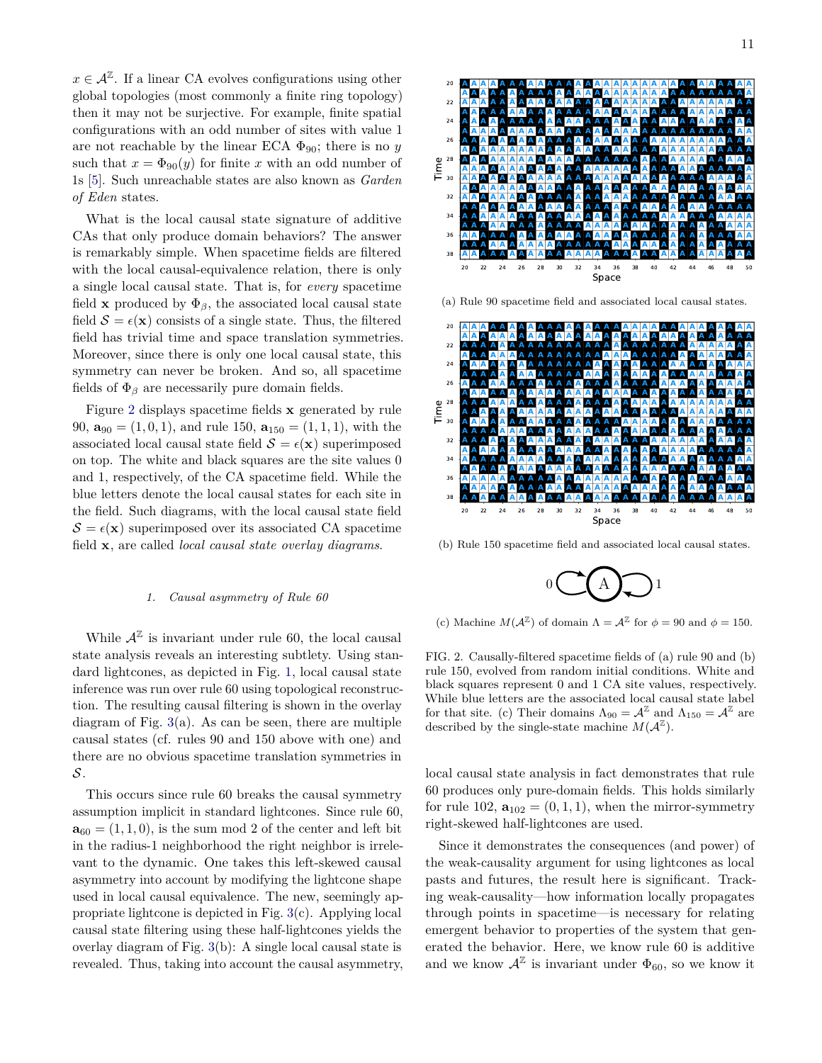$x \in \mathcal{A}^{\mathbb{Z}}$. If a linear CA evolves configurations using other global topologies (most commonly a finite ring topology) then it may not be surjective. For example, finite spatial configurations with an odd number of sites with value 1 are not reachable by the linear ECA $\Phi_{90}$; there is no $y$ such that $x = \Phi_{90}(y)$ for finite $x$ with an odd number of 1s [5]. Such unreachable states are also known as *Garden of Eden* states.

What is the local causal state signature of additive CAs that only produce domain behaviors? The answer is remarkably simple. When spacetime fields are filtered with the local causal-equivalence relation, there is only a single local causal state. That is, for *every* spacetime field $\mathbf{x}$ produced by $\Phi_\beta$, the associated local causal state field $\mathcal{S} = \epsilon(\mathbf{x})$ consists of a single state. Thus, the filtered field has trivial time and space translation symmetries. Moreover, since there is only one local causal state, this symmetry can never be broken. And so, all spacetime fields of $\Phi_\beta$ are necessarily pure domain fields.

Figure 2 displays spacetime fields $\mathbf{x}$ generated by rule 90, $\mathbf{a}_{90} = (1, 0, 1)$, and rule 150, $\mathbf{a}_{150} = (1, 1, 1)$, with the associated local causal state field $\mathcal{S} = \epsilon(\mathbf{x})$ superimposed on top. The white and black squares are the site values 0 and 1, respectively, of the CA spacetime field. While the blue letters denote the local causal states for each site in the field. Such diagrams, with the local causal state field $\mathcal{S} = \epsilon(\mathbf{x})$ superimposed over its associated CA spacetime field $\mathbf{x}$, are called *local causal state overlay diagrams*.

(a) Rule 90 spacetime field and associated local causal states.

(b) Rule 150 spacetime field and associated local causal states.

(c) Machine $M(\mathcal{A}^{\mathbb{Z}})$ of domain $\Lambda = \mathcal{A}^{\mathbb{Z}}$ for $\phi = 90$ and $\phi = 150$.

FIG. 2. Causally-filtered spacetime fields of (a) rule 90 and (b) rule 150, evolved from random initial conditions. White and black squares represent 0 and 1 CA site values, respectively. While blue letters are the associated local causal state label for that site. (c) Their domains $\Lambda_{90} = \mathcal{A}^{\mathbb{Z}}$ and $\Lambda_{150} = \mathcal{A}^{\mathbb{Z}}$ are described by the single-state machine $M(\mathcal{A}^{\mathbb{Z}})$.

### 1. Causal asymmetry of Rule 60

While $\mathcal{A}^{\mathbb{Z}}$ is invariant under rule 60, the local causal state analysis reveals an interesting subtlety. Using standard lightcones, as depicted in Fig. 1, local causal state inference was run over rule 60 using topological reconstruction. The resulting causal filtering is shown in the overlay diagram of Fig. 3(a). As can be seen, there are multiple causal states (cf. rules 90 and 150 above with one) and there are no obvious spacetime translation symmetries in $\mathcal{S}$.

This occurs since rule 60 breaks the causal symmetry assumption implicit in standard lightcones. Since rule 60, $\mathbf{a}_{60} = (1, 1, 0)$, is the sum mod 2 of the center and left bit in the radius-1 neighborhood the right neighbor is irrelevant to the dynamic. One takes this left-skewed causal asymmetry into account by modifying the lightcone shape used in local causal equivalence. The new, seemingly appropriate lightcone is depicted in Fig. 3(c). Applying local causal state filtering using these half-lightcones yields the overlay diagram of Fig. 3(b): A single local causal state is revealed. Thus, taking into account the causal asymmetry, local causal state analysis in fact demonstrates that rule 60 produces only pure-domain fields. This holds similarly for rule 102, $\mathbf{a}_{102} = (0, 1, 1)$, when the mirror-symmetry right-skewed half-lightcones are used.

Since it demonstrates the consequences (and power) of the weak-causality argument for using lightcones as local pasts and futures, the result here is significant. Tracking weak-causality—how information locally propagates through points in spacetime—is necessary for relating emergent behavior to properties of the system that generated the behavior. Here, we know rule 60 is additive and we know $\mathcal{A}^{\mathbb{Z}}$ is invariant under $\Phi_{60}$, so we know it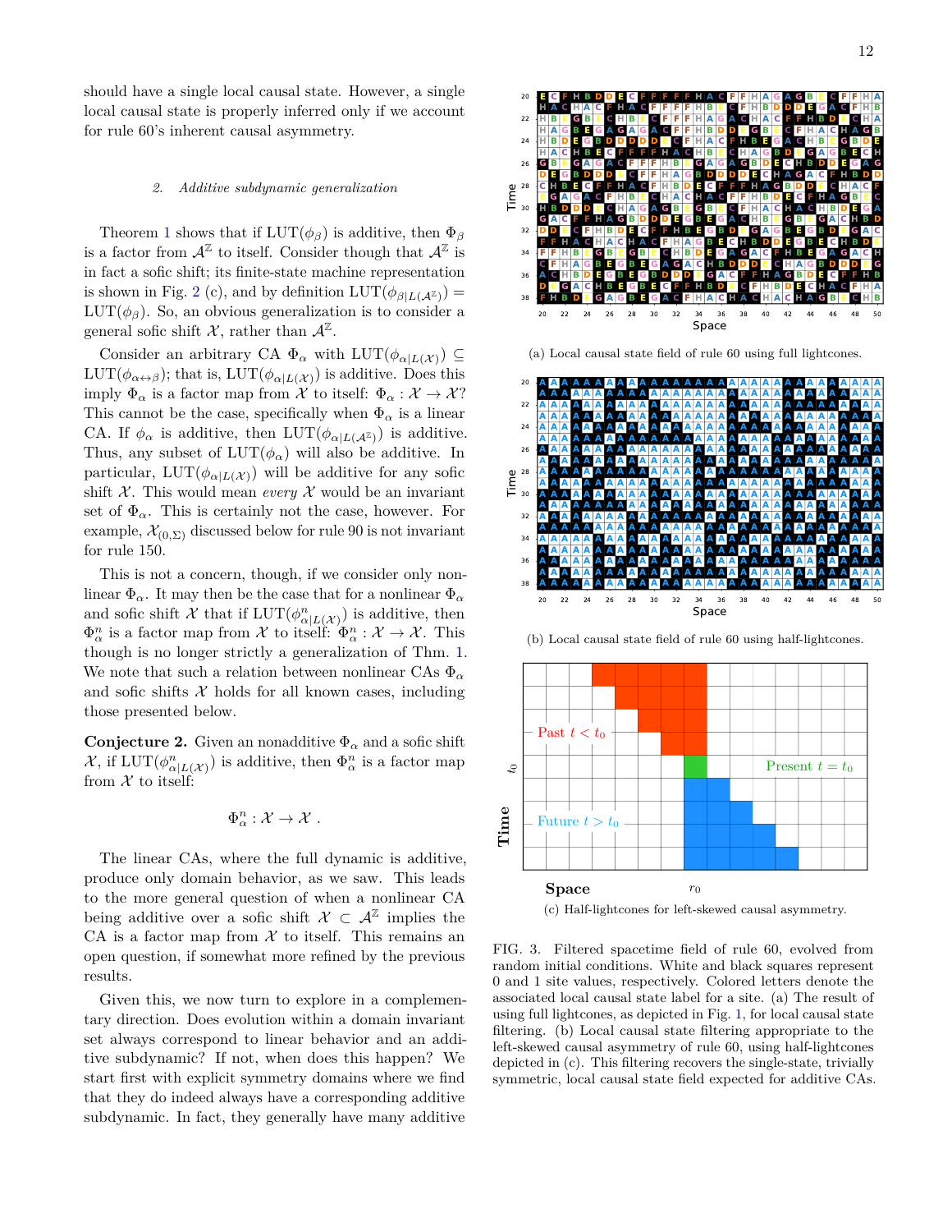should have a single local causal state. However, a single local causal state is properly inferred only if we account for rule 60's inherent causal asymmetry.

### 2. Additive subdynamic generalization

Theorem 1 shows that if $\text{LUT}(\phi_\beta)$ is additive, then $\Phi_\beta$ is a factor from $\mathcal{A}^{\mathbb{Z}}$ to itself. Consider though that $\mathcal{A}^{\mathbb{Z}}$ is in fact a sofic shift; its finite-state machine representation is shown in Fig. 2 (c), and by definition $\text{LUT}(\phi_{\beta|L(\mathcal{A}^{\mathbb{Z}})}) = \text{LUT}(\phi_\beta)$. So, an obvious generalization is to consider a general sofic shift $\mathcal{X}$, rather than $\mathcal{A}^{\mathbb{Z}}$.

Consider an arbitrary CA $\Phi_\alpha$ with $\text{LUT}(\phi_{\alpha|L(\mathcal{X})}) \subseteq \text{LUT}(\phi_{\alpha\leftrightarrow\beta})$; that is, $\text{LUT}(\phi_{\alpha|L(\mathcal{X})})$ is additive. Does this imply $\Phi_\alpha$ is a factor from $\mathcal{X}$ to itself: $\Phi_\alpha : \mathcal{X} \to \mathcal{X}$? This cannot be the case, specifically when $\Phi_\alpha$ is a linear CA. If $\phi_\alpha$ is additive, then $\text{LUT}(\phi_{\alpha|L(\mathcal{A}^{\mathbb{Z}})})$ is additive. Thus, any subset of $\text{LUT}(\phi_\alpha)$ will also be additive. In particular, $\text{LUT}(\phi_{\alpha|L(\mathcal{X})})$ will be additive for any sofic shift $\mathcal{X}$. This would mean *every* $\mathcal{X}$ would be an invariant set of $\Phi_\alpha$. This is certainly not the case, however. For example, $\mathcal{X}_{(0,\Sigma)}$ discussed below for rule 90 is not invariant for rule 150.

This is not a concern, though, if we consider only nonlinear $\Phi_\alpha$. It may then be the case that for a nonlinear $\Phi_\alpha$ and sofic shift $\mathcal{X}$ that if $\text{LUT}(\phi^n_{\alpha|L(\mathcal{X})})$ is additive, then $\Phi^n_\alpha$ is a factor map from $\mathcal{X}$ to itself: $\Phi^n_\alpha : \mathcal{X} \to \mathcal{X}$. This though is no longer strictly a generalization of Thm. 1. We note that such a relation between nonlinear CAs $\Phi_\alpha$ and sofic shifts $\mathcal{X}$ holds for all known cases, including those presented below.

**Conjecture 2.** Given an nonadditive $\Phi_\alpha$ and a sofic shift $\mathcal{X}$, if $\text{LUT}(\phi^n_{\alpha|L(\mathcal{X})})$ is additive, then $\Phi^n_\alpha$ is a factor map from $\mathcal{X}$ to itself:

$$\Phi^n_\alpha : \mathcal{X} \to \mathcal{X} ~.$$

The linear CAs, where the full dynamic is additive, produce only domain behavior, as we saw. This leads to the more general question of when a nonlinear CA being additive over a sofic shift $\mathcal{X} \subset \mathcal{A}^{\mathbb{Z}}$ implies the CA is a factor map from $\mathcal{X}$ to itself. This remains an open question, if somewhat more refined by the previous results.

Given this, we now turn to explore in a complementary direction. Does evolution within a domain invariant set always correspond to linear behavior and an additive subdynamic? If not, when does this happen? We start first with explicit symmetry domains where we find that they do indeed always have a corresponding additive subdynamic. In fact, they generally have many additive

(a) Local causal state field of rule 60 using full lightcones.

(b) Local causal state field of rule 60 using half-lightcones.

(c) Half-lightcones for left-skewed causal asymmetry.

FIG. 3. Filtered spacetime field of rule 60, evolved from random initial conditions. White and black squares represent 0 and 1 site values, respectively. Colored letters denote the associated local causal state label for a site. (a) The result of using full lightcones, as depicted in Fig. 1, for local causal state filtering. (b) Local causal state filtering appropriate to the left-skewed causal asymmetry of rule 60, using half-lightcones depicted in (c). This filtering recovers the single-state, trivially symmetric, local causal state field expected for additive CAs.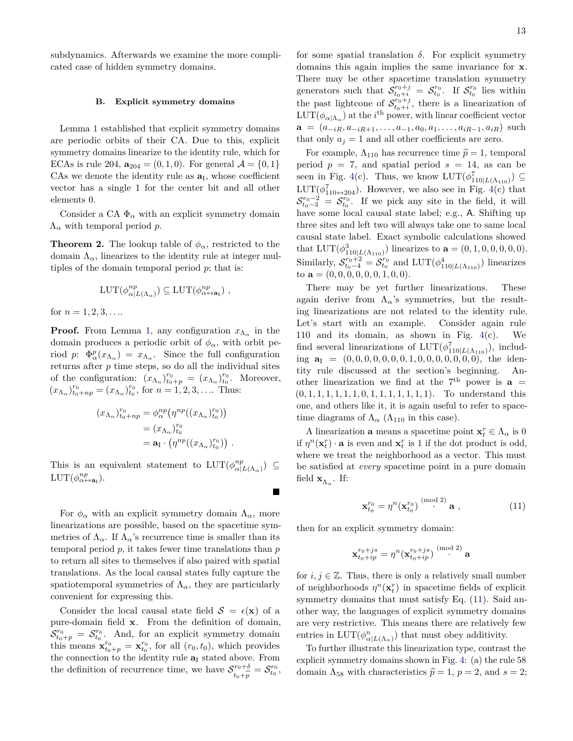subdynamics. Afterwards we examine the more complicated case of hidden symmetry domains.

### B. Explicit symmetry domains

Lemma 1 established that explicit symmetry domains are periodic orbits of their CA. Due to this, explicit symmetry domains linearize to the identity rule, which for ECAs is rule 204, $\mathbf{a}_{204} = (0, 1, 0)$. For general $\mathcal{A} = \{0, 1\}$ CAs we denote the identity rule as $\mathbf{a}_{\mathrm{I}}$, whose coefficient vector has a single 1 for the center bit and all other elements 0.

Consider a CA $\Phi_\alpha$ with an explicit symmetry domain $\Lambda_\alpha$ with temporal period $p$.

**Theorem 2.** *The lookup table of $\phi_\alpha$, restricted to the domain $\Lambda_\alpha$, linearizes to the identity rule at integer multiples of the domain temporal period $p$; that is:*

$$\mathrm{LUT}(\phi^{np}_{\alpha|L(\Lambda_\alpha)}) \subseteq \mathrm{LUT}(\phi^{np}_{\alpha\leftrightarrow\mathbf{a}_{\mathrm{I}}}) \ ,$$

*for $n = 1, 2, 3, \ldots$.*

**Proof.** From Lemma 1, any configuration $x_{\Lambda_\alpha}$ in the domain produces a periodic orbit of $\phi_\alpha$, with orbit period $p$: $\Phi^p_\alpha(x_{\Lambda_\alpha}) = x_{\Lambda_\alpha}$. Since the full configuration returns after $p$ time steps, so do all the individual sites of the configuration: $(x_{\Lambda_\alpha})^{r_0}_{t_0+p} = (x_{\Lambda_\alpha})^{r_0}_{t_0}$. Moreover, $(x_{\Lambda_\alpha})^{r_0}_{t_0+np} = (x_{\Lambda_\alpha})^{r_0}_{t_0}$, for $n = 1, 2, 3, \ldots$. Thus:

$$\begin{aligned}
(x_{\Lambda_\alpha})^{r_0}_{t_0+np} &= \phi^{np}_\alpha\big(\eta^{np}((x_{\Lambda_\alpha})^{r_0}_{t_0})\big) \\
&= (x_{\Lambda_\alpha})^{r_0}_{t_0} \\
&= \mathbf{a}_{\mathrm{I}} \cdot \big(\eta^{np}((x_{\Lambda_\alpha})^{r_0}_{t_0})\big) \ .
\end{aligned}$$

This is an equivalent statement to $\mathrm{LUT}(\phi^{np}_{\alpha|L(\Lambda_\alpha)}) \subseteq \mathrm{LUT}(\phi^{np}_{\alpha\leftrightarrow\mathbf{a}_{\mathrm{I}}})$.

■

For $\phi_\alpha$ with an explicit symmetry domain $\Lambda_\alpha$, more linearizations are possible, based on the spacetime symmetries of $\Lambda_\alpha$. If $\Lambda_\alpha$'s recurrence time is smaller than its temporal period $p$, it takes fewer time translations than $p$ to return all sites to themselves if also paired with spatial translations. As the local causal states fully capture the spatiotemporal symmetries of $\Lambda_\alpha$, they are particularly convenient for expressing this.

Consider the local causal state field $\mathcal{S} = \epsilon(\mathbf{x})$ of a pure-domain field $\mathbf{x}$. From the definition of domain, $\mathcal{S}^{r_0}_{t_0+p} = \mathcal{S}^{r_0}_{t_0}$. And, for an explicit symmetry domain this means $\mathbf{x}^{r_0}_{t_0+p} = \mathbf{x}^{r_0}_{t_0}$, for all $(r_0, t_0)$, which provides the connection to the identity rule $\mathbf{a}_{\mathrm{I}}$ stated above. From the definition of recurrence time, we have $\mathcal{S}^{r_0+\delta}_{t_0+\widehat{p}} = \mathcal{S}^{r_0}_{t_0}$, for some spatial translation $\delta$. For explicit symmetry domains this again implies the same invariance for $\mathbf{x}$. There may be other spacetime translation symmetry generators such that $\mathcal{S}^{r_0+j}_{t_0+i} = \mathcal{S}^{r_0}_{t_0}$. If $\mathcal{S}^{r_0}_{t_0}$ lies within the past lightcone of $\mathcal{S}^{r_0+j}_{t_0+i}$, there is a linearization of $\mathrm{LUT}(\phi_{\alpha|\Lambda_\alpha})$ at the $i^{\mathrm{th}}$ power, with linear coefficient vector $\mathbf{a} = (a_{-iR}, a_{-iR+1}, \ldots, a_{-1}, a_0, a_1, \ldots, a_{iR-1}, a_{iR})$ such that only $a_j = 1$ and all other coefficients are zero.

For example, $\Lambda_{110}$ has recurrence time $\widehat{p} = 1$, temporal period $p = 7$, and spatial period $s = 14$, as can be seen in Fig. 4(c). Thus, we know $\mathrm{LUT}(\phi^7_{110|L(\Lambda_{110})}) \subseteq \mathrm{LUT}(\phi^7_{110\leftrightarrow 204})$. However, we also see in Fig. 4(c) that $\mathcal{S}^{r_0-2}_{t_0-3} = \mathcal{S}^{r_0}_{t_0}$. If we pick any site in the field, it will have some local causal state label; e.g., A. Shifting up three sites and left two will always take one to same local causal state label. Exact symbolic calculations showed that $\mathrm{LUT}(\phi^3_{110|L(\Lambda_{110})})$ linearizes to $\mathbf{a} = (0, 1, 0, 0, 0, 0, 0)$. Similarly, $\mathcal{S}^{r_0+2}_{t_0-4} = \mathcal{S}^{r_0}_{t_0}$ and $\mathrm{LUT}(\phi^4_{110|L(\Lambda_{110})})$ linearizes to $\mathbf{a} = (0, 0, 0, 0, 0, 0, 1, 0, 0)$.

There may be yet further linearizations. These again derive from $\Lambda_\alpha$'s symmetries, but the resulting linearizations are not related to the identity rule. Let's start with an example. Consider again rule 110 and its domain, as shown in Fig. 4(c). We find several linearizations of $\mathrm{LUT}(\phi^7_{110|L(\Lambda_{110})})$, including $\mathbf{a}_{\mathrm{I}} = (0, 0, 0, 0, 0, 0, 0, 1, 0, 0, 0, 0, 0, 0, 0)$, the identity rule discussed at the section's beginning. Another linearization we find at the $7^{\mathrm{th}}$ power is $\mathbf{a} = (0, 1, 1, 1, 1, 1, 1, 0, 1, 1, 1, 1, 1, 1, 1)$. To understand this one, and others like it, it is again useful to refer to spacetime diagrams of $\Lambda_\alpha$ ($\Lambda_{110}$ in this case).

A linearization $\mathbf{a}$ means a spacetime point $\mathbf{x}^r_t \in \Lambda_\alpha$ is 0 if $\eta^n(\mathbf{x}^r_t) \cdot \mathbf{a}$ is even and $\mathbf{x}^r_t$ is 1 if the dot product is odd, where we treat the neighborhood as a vector. This must be satisfied at *every* spacetime point in a pure domain field $\mathbf{x}_{\Lambda_\alpha}$. If:

$$\mathbf{x}^{r_0}_{t_0} = \eta^n(\mathbf{x}^{r_0}_{t_0}) \overset{(\mathrm{mod}\ 2)}{\cdot} \mathbf{a} \ , \tag{11}$$

then for an explicit symmetry domain:

$$\mathbf{x}^{r_0+js}_{t_0+ip} = \eta^n(\mathbf{x}^{r_0+js}_{t_0+ip}) \overset{(\mathrm{mod}\ 2)}{\cdot} \mathbf{a}$$

for $i, j \in \mathbb{Z}$. Thus, there is only a relatively small number of neighborhoods $\eta^n(\mathbf{x}^r_t)$ in spacetime fields of explicit symmetry domains that must satisfy Eq. (11). Said another way, the languages of explicit symmetry domains are very restrictive. This means there are relatively few entries in $\mathrm{LUT}(\phi^n_{\alpha|L(\Lambda_\alpha)})$ that must obey additivity.

To further illustrate this linearization type, contrast the explicit symmetry domains shown in Fig. 4: (a) the rule 58 domain $\Lambda_{58}$ with characteristics $\widehat{p} = 1$, $p = 2$, and $s = 2$;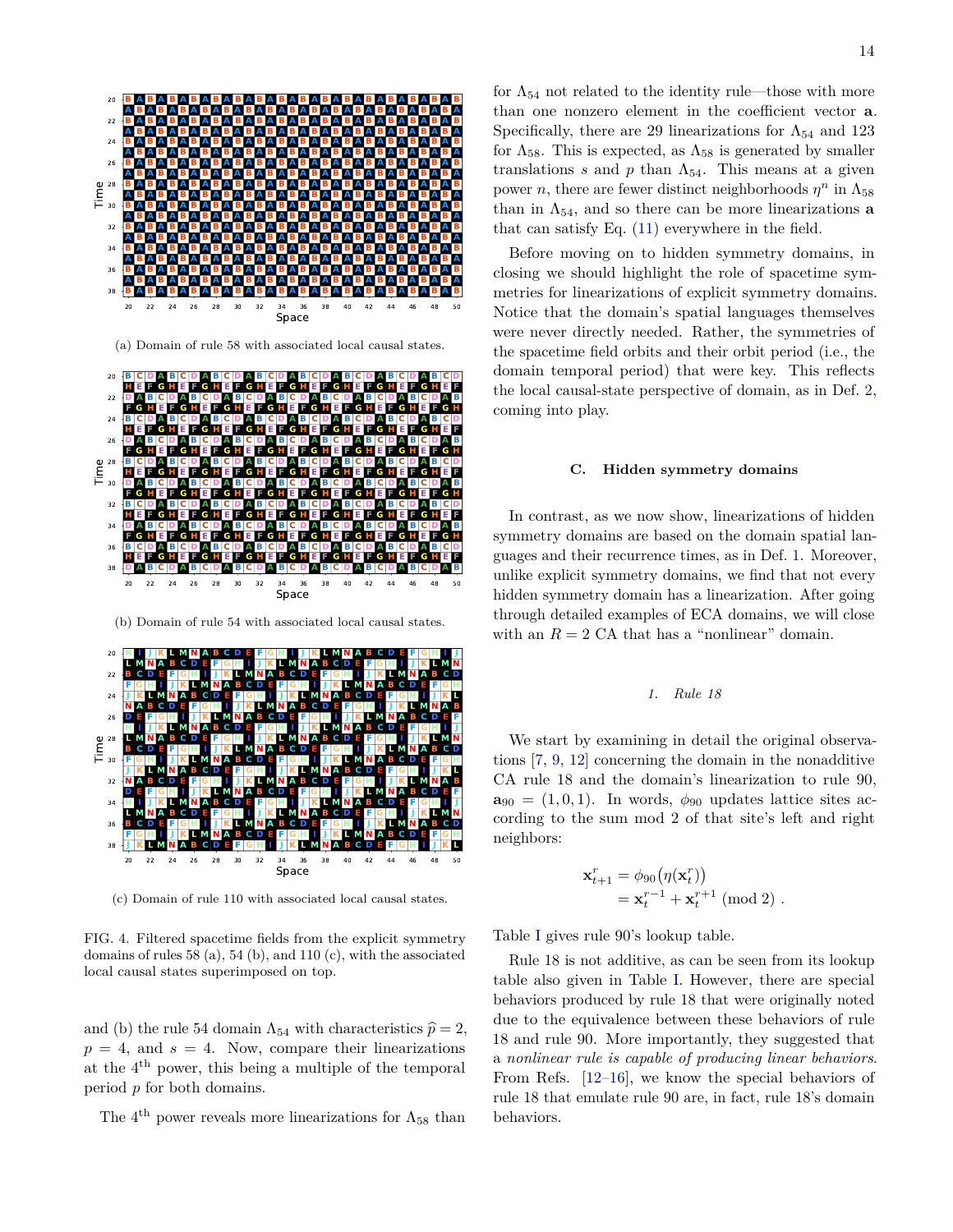(a) Domain of rule 58 with associated local causal states.

(b) Domain of rule 54 with associated local causal states.

(c) Domain of rule 110 with associated local causal states.

FIG. 4. Filtered spacetime fields from the explicit symmetry domains of rules 58 (a), 54 (b), and 110 (c), with the associated local causal states superimposed on top.

and (b) the rule 54 domain $\Lambda_{54}$ with characteristics $\widehat{p} = 2$, $p = 4$, and $s = 4$. Now, compare their linearizations at the 4$^{\text{th}}$ power, this being a multiple of the temporal period $p$ for both domains.

The 4$^{\text{th}}$ power reveals more linearizations for $\Lambda_{58}$ than for $\Lambda_{54}$ not related to the identity rule—those with more than one nonzero element in the coefficient vector $\mathbf{a}$. Specifically, there are 29 linearizations for $\Lambda_{54}$ and 123 for $\Lambda_{58}$. This is expected, as $\Lambda_{58}$ is generated by smaller translations $s$ and $p$ than $\Lambda_{54}$. This means at a given power $n$, there are fewer distinct neighborhoods $\eta^n$ in $\Lambda_{58}$ than in $\Lambda_{54}$, and so there can be more linearizations $\mathbf{a}$ that can satisfy Eq. (11) everywhere in the field.

Before moving on to hidden symmetry domains, in closing we should highlight the role of spacetime symmetries for linearizations of explicit symmetry domains. Notice that the domain's spatial languages themselves were never directly needed. Rather, the symmetries of the spacetime field orbits and their orbit period (i.e., the domain temporal period) that were key. This reflects the local causal-state perspective of domain, as in Def. 2, coming into play.

### C. Hidden symmetry domains

In contrast, as we now show, linearizations of hidden symmetry domains are based on the domain spatial languages and their recurrence times, as in Def. 1. Moreover, unlike explicit symmetry domains, we find that not every hidden symmetry domain has a linearization. After going through detailed examples of ECA domains, we will close with an $R = 2$ CA that has a "nonlinear" domain.

#### 1. Rule 18

We start by examining in detail the original observations [7, 9, 12] concerning the domain in the nonadditive CA rule 18 and the domain's linearization to rule 90, $\mathbf{a}_{90} = (1, 0, 1)$. In words, $\phi_{90}$ updates lattice sites according to the sum mod 2 of that site's left and right neighbors:

$$
\begin{aligned}
\mathbf{x}^r_{t+1} &= \phi_{90}\big(\eta(\mathbf{x}^r_t)\big) \\
&= \mathbf{x}^{r-1}_t + \mathbf{x}^{r+1}_t \pmod 2 .
\end{aligned}
$$

Table I gives rule 90's lookup table.

Rule 18 is not additive, as can be seen from its lookup table also given in Table I. However, there are special behaviors produced by rule 18 that were originally noted due to the equivalence between these behaviors of rule 18 and rule 90. More importantly, they suggested that a *nonlinear rule is capable of producing linear behaviors*. From Refs. [12–16], we know the special behaviors of rule 18 that emulate rule 90 are, in fact, rule 18's domain behaviors.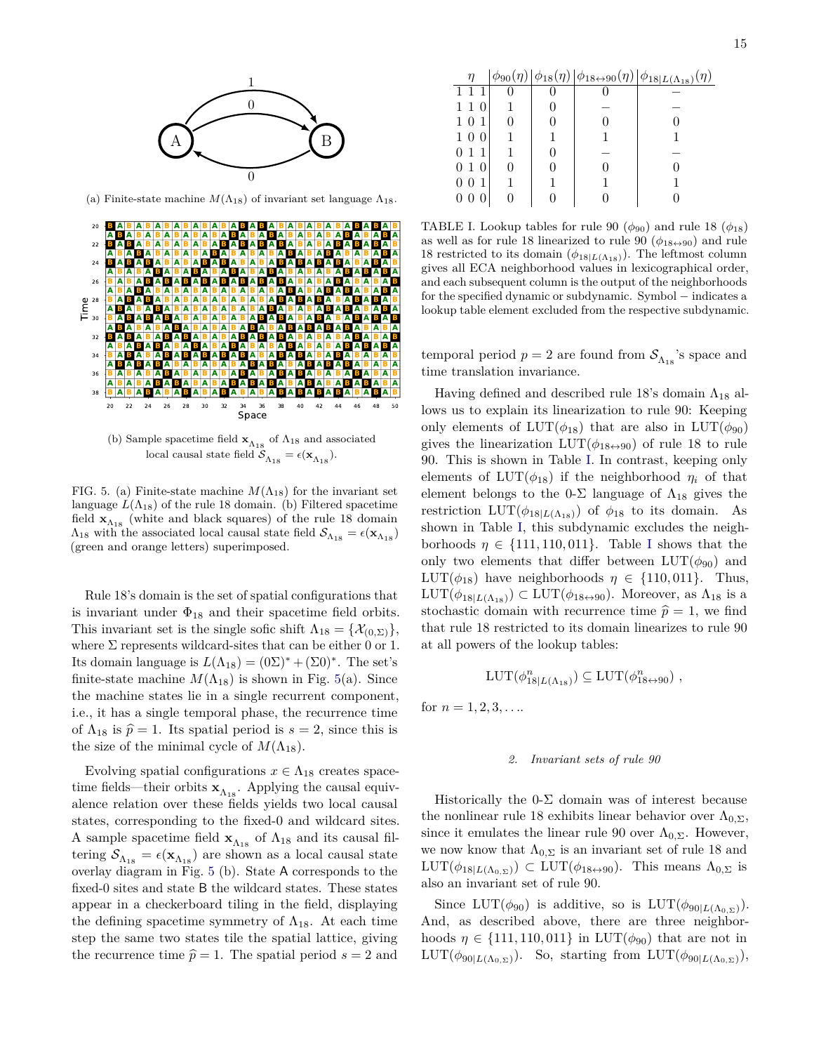(a) Finite-state machine $M(\Lambda_{18})$ of invariant set language $\Lambda_{18}$.

(b) Sample spacetime field $\mathbf{x}_{\Lambda_{18}}$ of $\Lambda_{18}$ and associated local causal state field $\mathcal{S}_{\Lambda_{18}} = \epsilon(\mathbf{x}_{\Lambda_{18}})$.

FIG. 5. (a) Finite-state machine $M(\Lambda_{18})$ for the invariant set language $L(\Lambda_{18})$ of the rule 18 domain. (b) Filtered spacetime field $\mathbf{x}_{\Lambda_{18}}$ (white and black squares) of the rule 18 domain $\Lambda_{18}$ with the associated local causal state field $\mathcal{S}_{\Lambda_{18}} = \epsilon(\mathbf{x}_{\Lambda_{18}})$ (green and orange letters) superimposed.

Rule 18's domain is the set of spatial configurations that is invariant under $\Phi_{18}$ and their spacetime field orbits. This invariant set is the single sofic shift $\Lambda_{18} = \{\mathcal{X}_{(0,\Sigma)}\}$, where $\Sigma$ represents wildcard-sites that can be either 0 or 1. Its domain language is $L(\Lambda_{18}) = (0\Sigma)^* + (\Sigma 0)^*$. The set's finite-state machine $M(\Lambda_{18})$ is shown in Fig. 5(a). Since the machine states lie in a single recurrent component, i.e., it has a single temporal phase, the recurrence time of $\Lambda_{18}$ is $\widehat{p} = 1$. Its spatial period is $s = 2$, since this is the size of the minimal cycle of $M(\Lambda_{18})$.

Evolving spatial configurations $x \in \Lambda_{18}$ creates spacetime fields—their orbits $\mathbf{x}_{\Lambda_{18}}$. Applying the causal equivalence relation over these fields yields two local causal states, corresponding to the fixed-0 and wildcard sites. A sample spacetime field $\mathbf{x}_{\Lambda_{18}}$ of $\Lambda_{18}$ and its causal filtering $\mathcal{S}_{\Lambda_{18}} = \epsilon(\mathbf{x}_{\Lambda_{18}})$ are shown as a local causal state overlay diagram in Fig. 5 (b). State A corresponds to the fixed-0 sites and state B the wildcard states. These states appear in a checkerboard tiling in the field, displaying the defining spacetime symmetry of $\Lambda_{18}$. At each time step the same two states tile the spatial lattice, giving the recurrence time $\widehat{p} = 1$. The spatial period $s = 2$ and temporal period $p = 2$ are found from $\mathcal{S}_{\Lambda_{18}}$'s space and time translation invariance.

| $\eta$ | $\phi_{90}(\eta)$ | $\phi_{18}(\eta)$ | $\phi_{18\leftrightarrow 90}(\eta)$ | $\phi_{18\|L(\Lambda_{18})}(\eta)$ |
|---|---|---|---|---|
| 1 1 1 | 0 | 0 | 0 | − |
| 1 1 0 | 1 | 0 | − | − |
| 1 0 1 | 0 | 0 | 0 | 0 |
| 1 0 0 | 1 | 1 | 1 | 1 |
| 0 1 1 | 1 | 0 | − | − |
| 0 1 0 | 0 | 0 | 0 | 0 |
| 0 0 1 | 1 | 1 | 1 | 1 |
| 0 0 0 | 0 | 0 | 0 | 0 |

TABLE I. Lookup tables for rule 90 ($\phi_{90}$) and rule 18 ($\phi_{18}$) as well as for rule 18 linearized to rule 90 ($\phi_{18\leftrightarrow 90}$) and rule 18 restricted to its domain ($\phi_{18|L(\Lambda_{18})}$). The leftmost column gives all ECA neighborhood values in lexicographical order, and each subsequent column is the output of the neighborhoods for the specified dynamic or subdynamic. Symbol − indicates a lookup table element excluded from the respective subdynamic.

Having defined and described rule 18's domain $\Lambda_{18}$ allows us to explain its linearization to rule 90: Keeping only elements of $\mathrm{LUT}(\phi_{18})$ that are also in $\mathrm{LUT}(\phi_{90})$ gives the linearization $\mathrm{LUT}(\phi_{18\leftrightarrow 90})$ of rule 18 to rule 90. This is shown in Table I. In contrast, keeping only elements of $\mathrm{LUT}(\phi_{18})$ if the neighborhood $\eta_i$ of that element belongs to the 0-$\Sigma$ language of $\Lambda_{18}$ gives the restriction $\mathrm{LUT}(\phi_{18|L(\Lambda_{18})})$ of $\phi_{18}$ to its domain. As shown in Table I, this subdynamic excludes the neighborhoods $\eta \in \{111, 110, 011\}$. Table I shows that the only two elements that differ between $\mathrm{LUT}(\phi_{90})$ and $\mathrm{LUT}(\phi_{18})$ have neighborhoods $\eta \in \{110, 011\}$. Thus, $\mathrm{LUT}(\phi_{18|L(\Lambda_{18})}) \subset \mathrm{LUT}(\phi_{18\leftrightarrow 90})$. Moreover, as $\Lambda_{18}$ is a stochastic domain with recurrence time $\widehat{p} = 1$, we find that rule 18 restricted to its domain linearizes to rule 90 at all powers of the lookup tables:

$$\mathrm{LUT}(\phi^n_{18|L(\Lambda_{18})}) \subseteq \mathrm{LUT}(\phi^n_{18\leftrightarrow 90}) ~,$$

for $n = 1, 2, 3, \ldots$.

#### 2. Invariant sets of rule 90

Historically the 0-$\Sigma$ domain was of interest because the nonlinear rule 18 exhibits linear behavior over $\Lambda_{0,\Sigma}$, since it emulates the linear rule 90 over $\Lambda_{0,\Sigma}$. However, we now know that $\Lambda_{0,\Sigma}$ is an invariant set of rule 18 and $\mathrm{LUT}(\phi_{18|L(\Lambda_{0,\Sigma})}) \subset \mathrm{LUT}(\phi_{18\leftrightarrow 90})$. This means $\Lambda_{0,\Sigma}$ is also an invariant set of rule 90.

Since $\mathrm{LUT}(\phi_{90})$ is additive, so is $\mathrm{LUT}(\phi_{90|L(\Lambda_{0,\Sigma})})$. And, as described above, there are three neighborhoods $\eta \in \{111, 110, 011\}$ in $\mathrm{LUT}(\phi_{90})$ that are not in $\mathrm{LUT}(\phi_{90|L(\Lambda_{0,\Sigma})})$. So, starting from $\mathrm{LUT}(\phi_{90|L(\Lambda_{0,\Sigma})})$,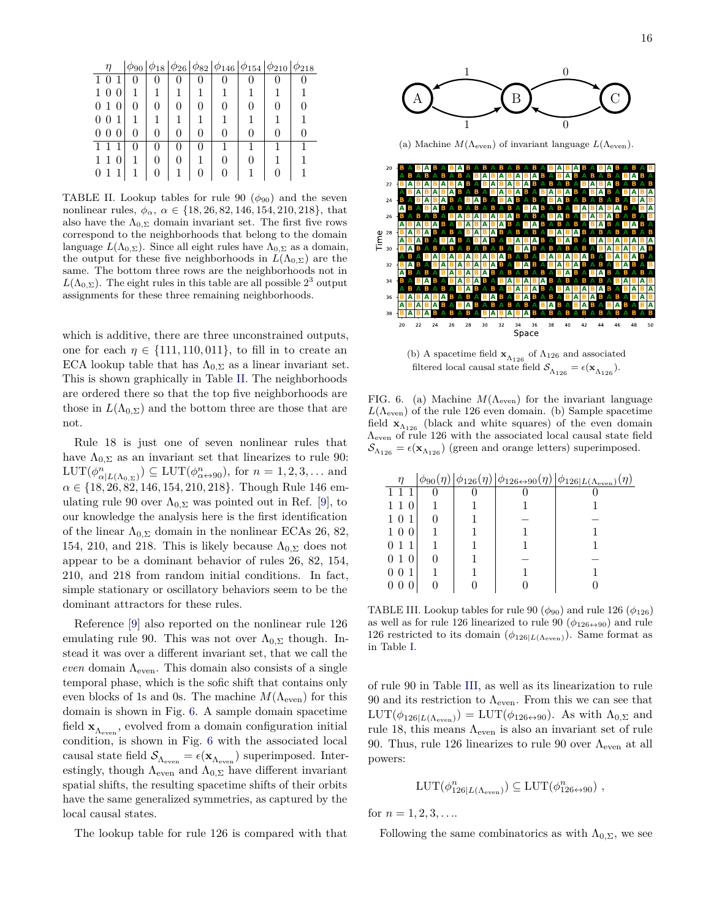| $\eta$ | $\phi_{90}$ | $\phi_{18}$ | $\phi_{26}$ | $\phi_{82}$ | $\phi_{146}$ | $\phi_{154}$ | $\phi_{210}$ | $\phi_{218}$ |
|---|---|---|---|---|---|---|---|---|
| 1 0 1 | 0 | 0 | 0 | 0 | 0 | 0 | 0 | 0 |
| 1 0 0 | 1 | 1 | 1 | 1 | 1 | 1 | 1 | 1 |
| 0 1 0 | 0 | 0 | 0 | 0 | 0 | 0 | 0 | 0 |
| 0 0 1 | 1 | 1 | 1 | 1 | 1 | 1 | 1 | 1 |
| 0 0 0 | 0 | 0 | 0 | 0 | 0 | 0 | 0 | 0 |
| 1 1 1 | 0 | 0 | 0 | 0 | 1 | 1 | 1 | 1 |
| 1 1 0 | 1 | 0 | 0 | 1 | 0 | 0 | 1 | 1 |
| 0 1 1 | 1 | 0 | 1 | 0 | 0 | 1 | 0 | 1 |

TABLE II. Lookup tables for rule 90 ($\phi_{90}$) and the seven nonlinear rules, $\phi_\alpha$, $\alpha \in \{18, 26, 82, 146, 154, 210, 218\}$, that also have the $\Lambda_{0,\Sigma}$ domain invariant set. The first five rows correspond to the neighborhoods that belong to the domain language $L(\Lambda_{0,\Sigma})$. Since all eight rules have $\Lambda_{0,\Sigma}$ as a domain, the output for these five neighborhoods in $L(\Lambda_{0,\Sigma})$ are the same. The bottom three rows are the neighborhoods not in $L(\Lambda_{0,\Sigma})$. The eight rules in this table are all possible $2^3$ output assignments for these three remaining neighborhoods.

which is additive, there are three unconstrained outputs, one for each $\eta \in \{111, 110, 011\}$, to fill in to create an ECA lookup table that has $\Lambda_{0,\Sigma}$ as a linear invariant set. This is shown graphically in Table II. The neighborhoods are ordered there so that the top five neighborhoods are those in $L(\Lambda_{0,\Sigma})$ and the bottom three are those that are not.

Rule 18 is just one of seven nonlinear rules that have $\Lambda_{0,\Sigma}$ as an invariant set that linearizes to rule 90: $\mathrm{LUT}(\phi^n_{\alpha|L(\Lambda_{0,\Sigma})}) \subseteq \mathrm{LUT}(\phi^n_{\alpha\leftrightarrow 90})$, for $n = 1, 2, 3, \ldots$ and $\alpha \in \{18, 26, 82, 146, 154, 210, 218\}$. Though Rule 146 emulating rule 90 over $\Lambda_{0,\Sigma}$ was pointed out in Ref. [9], to our knowledge the analysis here is the first identification of the linear $\Lambda_{0,\Sigma}$ domain in the nonlinear ECAs 26, 82, 154, 210, and 218. This is likely because $\Lambda_{0,\Sigma}$ does not appear to be a dominant behavior of rules 26, 82, 154, 210, and 218 from random initial conditions. In fact, simple stationary or oscillatory behaviors seem to be the dominant attractors for these rules.

Reference [9] also reported on the nonlinear rule 126 emulating rule 90. This was not over $\Lambda_{0,\Sigma}$ though. Instead it was over a different invariant set, that we call the *even* domain $\Lambda_{\mathrm{even}}$. This domain also consists of a single temporal phase, which is the sofic shift that contains only even blocks of 1s and 0s. The machine $M(\Lambda_{\mathrm{even}})$ for this domain is shown in Fig. 6. A sample domain spacetime field $\mathbf{x}_{\Lambda_{\mathrm{even}}}$, evolved from a domain configuration initial condition, is shown in Fig. 6 with the associated local causal state field $\mathcal{S}_{\Lambda_{\mathrm{even}}} = \epsilon(\mathbf{x}_{\Lambda_{\mathrm{even}}})$ superimposed. Interestingly, though $\Lambda_{\mathrm{even}}$ and $\Lambda_{0,\Sigma}$ have different invariant spatial shifts, the resulting spacetime shifts of their orbits have the same generalized symmetries, as captured by the local causal states.

The lookup table for rule 126 is compared with that

(a) Machine $M(\Lambda_{\mathrm{even}})$ of invariant language $L(\Lambda_{\mathrm{even}})$.

(b) A spacetime field $\mathbf{x}_{\Lambda_{126}}$ of $\Lambda_{126}$ and associated filtered local causal state field $\mathcal{S}_{\Lambda_{126}} = \epsilon(\mathbf{x}_{\Lambda_{126}})$.

FIG. 6. (a) Machine $M(\Lambda_{\mathrm{even}})$ for the invariant language $L(\Lambda_{\mathrm{even}})$ of the rule 126 even domain. (b) Sample spacetime field $\mathbf{x}_{\Lambda_{126}}$ (black and white squares) of the even domain $\Lambda_{\mathrm{even}}$ of rule 126 with the associated local causal state field $\mathcal{S}_{\Lambda_{126}} = \epsilon(\mathbf{x}_{\Lambda_{126}})$ (green and orange letters) superimposed.

| $\eta$ | $\phi_{90}(\eta)$ | $\phi_{126}(\eta)$ | $\phi_{126\leftrightarrow 90}(\eta)$ | $\phi_{126\vert L(\Lambda_{\mathrm{even}})}(\eta)$ |
|---|---|---|---|---|
| 1 1 1 | 0 | 0 | 0 | 0 |
| 1 1 0 | 1 | 1 | 1 | 1 |
| 1 0 1 | 0 | 1 | – | – |
| 1 0 0 | 1 | 1 | 1 | 1 |
| 0 1 1 | 1 | 1 | 1 | 1 |
| 0 1 0 | 0 | 1 | – | – |
| 0 0 1 | 1 | 1 | 1 | 1 |
| 0 0 0 | 0 | 0 | 0 | 0 |

TABLE III. Lookup tables for rule 90 ($\phi_{90}$) and rule 126 ($\phi_{126}$) as well as for rule 126 linearized to rule 90 ($\phi_{126\leftrightarrow 90}$) and rule 126 restricted to its domain ($\phi_{126|L(\Lambda_{\mathrm{even}})}$). Same format as in Table I.

of rule 90 in Table III, as well as its linearization to rule 90 and its restriction to $\Lambda_{\mathrm{even}}$. From this we can see that $\mathrm{LUT}(\phi_{126|L(\Lambda_{\mathrm{even}})}) = \mathrm{LUT}(\phi_{126\leftrightarrow 90})$. As with $\Lambda_{0,\Sigma}$ and rule 18, this means $\Lambda_{\mathrm{even}}$ is also an invariant set of rule 90. Thus, rule 126 linearizes to rule 90 over $\Lambda_{\mathrm{even}}$ at all powers:

$$\mathrm{LUT}(\phi^n_{126|L(\Lambda_{\mathrm{even}})}) \subseteq \mathrm{LUT}(\phi^n_{126\leftrightarrow 90}) ,$$

for $n = 1, 2, 3, \ldots$.

Following the same combinatorics as with $\Lambda_{0,\Sigma}$, we see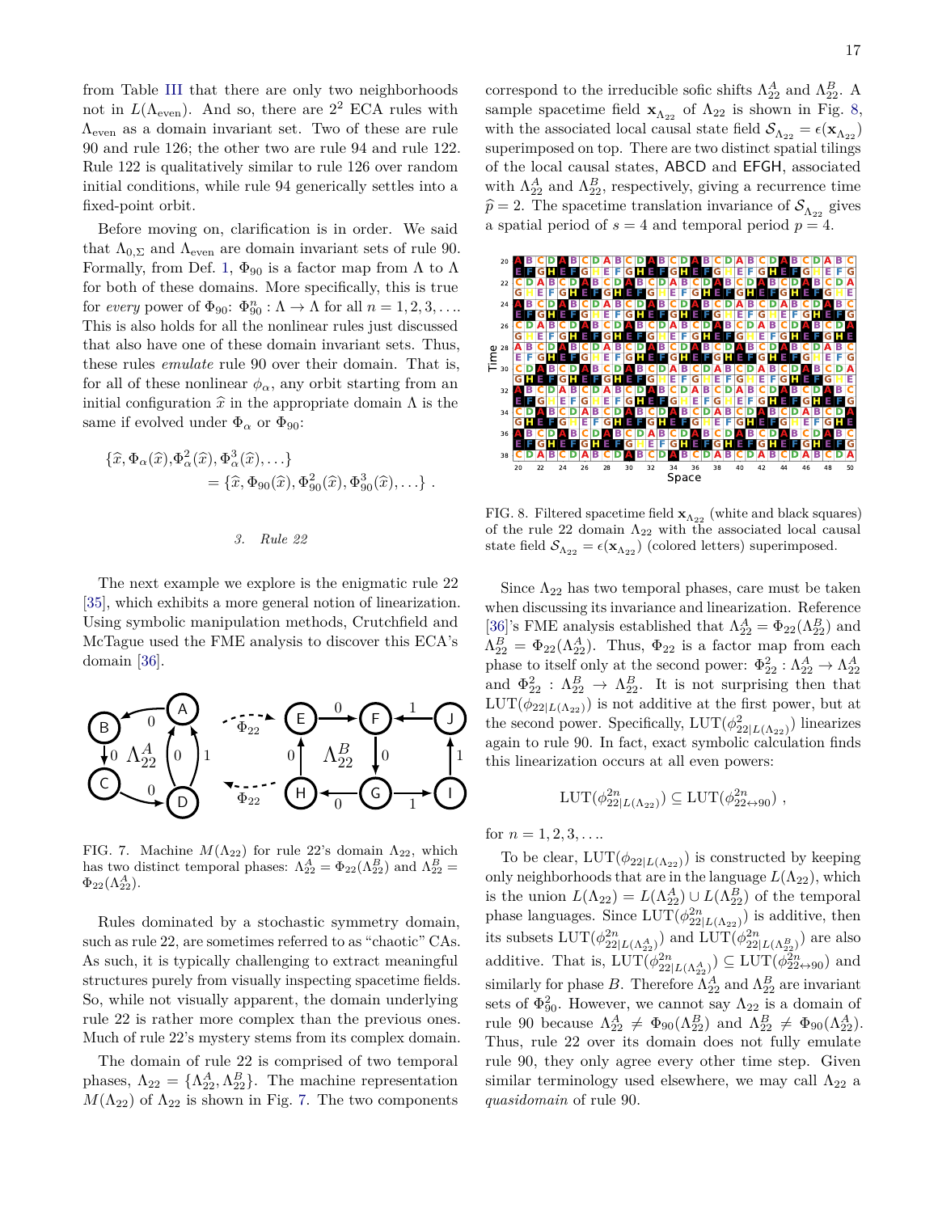from Table III that there are only two neighborhoods not in $L(\Lambda_{\text{even}})$. And so, there are $2^2$ ECA rules with $\Lambda_{\text{even}}$ as a domain invariant set. Two of these are rule 90 and rule 126; the other two are rule 94 and rule 122. Rule 122 is qualitatively similar to rule 126 over random initial conditions, while rule 94 generically settles into a fixed-point orbit.

Before moving on, clarification is in order. We said that $\Lambda_{0,\Sigma}$ and $\Lambda_{\text{even}}$ are domain invariant sets of rule 90. Formally, from Def. 1, $\Phi_{90}$ is a factor map from $\Lambda$ to $\Lambda$ for both of these domains. More specifically, this is true for *every* power of $\Phi_{90}$: $\Phi_{90}^n : \Lambda \to \Lambda$ for all $n = 1, 2, 3, \ldots$. This is also holds for all the nonlinear rules just discussed that also have one of these domain invariant sets. Thus, these rules *emulate* rule 90 over their domain. That is, for all of these nonlinear $\phi_\alpha$, any orbit starting from an initial configuration $\widehat{x}$ in the appropriate domain $\Lambda$ is the same if evolved under $\Phi_\alpha$ or $\Phi_{90}$:

$$\{\widehat{x}, \Phi_\alpha(\widehat{x}), \Phi_\alpha^2(\widehat{x}), \Phi_\alpha^3(\widehat{x}), \ldots\} = \{\widehat{x}, \Phi_{90}(\widehat{x}), \Phi_{90}^2(\widehat{x}), \Phi_{90}^3(\widehat{x}), \ldots\} .$$

### 3. Rule 22

The next example we explore is the enigmatic rule 22 [35], which exhibits a more general notion of linearization. Using symbolic manipulation methods, Crutchfield and McTague used the FME analysis to discover this ECA's domain [36].

FIG. 7. Machine $M(\Lambda_{22})$ for rule 22's domain $\Lambda_{22}$, which has two distinct temporal phases: $\Lambda_{22}^A = \Phi_{22}(\Lambda_{22}^B)$ and $\Lambda_{22}^B = \Phi_{22}(\Lambda_{22}^A)$.

Rules dominated by a stochastic symmetry domain, such as rule 22, are sometimes referred to as "chaotic" CAs. As such, it is typically challenging to extract meaningful structures purely from visually inspecting spacetime fields. So, while not visually apparent, the domain underlying rule 22 is rather more complex than the previous ones. Much of rule 22's mystery stems from its complex domain.

The domain of rule 22 is comprised of two temporal phases, $\Lambda_{22} = \{\Lambda_{22}^A, \Lambda_{22}^B\}$. The machine representation $M(\Lambda_{22})$ of $\Lambda_{22}$ is shown in Fig. 7. The two components correspond to the irreducible sofic shifts $\Lambda_{22}^A$ and $\Lambda_{22}^B$. A sample spacetime field $\mathbf{x}_{\Lambda_{22}}$ of $\Lambda_{22}$ is shown in Fig. 8, with the associated local causal state field $\mathcal{S}_{\Lambda_{22}} = \epsilon(\mathbf{x}_{\Lambda_{22}})$ superimposed on top. There are two distinct spatial tilings of the local causal states, ABCD and EFGH, associated with $\Lambda_{22}^A$ and $\Lambda_{22}^B$, respectively, giving a recurrence time $\widehat{p} = 2$. The spacetime translation invariance of $\mathcal{S}_{\Lambda_{22}}$ gives a spatial period of $s = 4$ and temporal period $p = 4$.

FIG. 8. Filtered spacetime field $\mathbf{x}_{\Lambda_{22}}$ (white and black squares) of the rule 22 domain $\Lambda_{22}$ with the associated local causal state field $\mathcal{S}_{\Lambda_{22}} = \epsilon(\mathbf{x}_{\Lambda_{22}})$ (colored letters) superimposed.

Since $\Lambda_{22}$ has two temporal phases, care must be taken when discussing its invariance and linearization. Reference [36]'s FME analysis established that $\Lambda_{22}^A = \Phi_{22}(\Lambda_{22}^B)$ and $\Lambda_{22}^B = \Phi_{22}(\Lambda_{22}^A)$. Thus, $\Phi_{22}$ is a factor map from each phase to itself only at the second power: $\Phi_{22}^2 : \Lambda_{22}^A \to \Lambda_{22}^A$ and $\Phi_{22}^2 : \Lambda_{22}^B \to \Lambda_{22}^B$. It is not surprising then that $\text{LUT}(\phi_{22|L(\Lambda_{22})})$ is not additive at the first power, but at the second power. Specifically, $\text{LUT}(\phi^2_{22|L(\Lambda_{22})})$ linearizes again to rule 90. In fact, exact symbolic calculation finds this linearization occurs at all even powers:

$$\text{LUT}(\phi^{2n}_{22|L(\Lambda_{22})}) \subseteq \text{LUT}(\phi^{2n}_{22\leftrightarrow 90}) ,$$

for $n = 1, 2, 3, \ldots$.

To be clear, $\text{LUT}(\phi_{22|L(\Lambda_{22})})$ is constructed by keeping only neighborhoods that are in the language $L(\Lambda_{22})$, which is the union $L(\Lambda_{22}) = L(\Lambda_{22}^A) \cup L(\Lambda_{22}^B)$ of the temporal phase languages. Since $\text{LUT}(\phi^{2n}_{22|L(\Lambda_{22})})$ is additive, then its subsets $\text{LUT}(\phi^{2n}_{22|L(\Lambda_{22}^A)})$ and $\text{LUT}(\phi^{2n}_{22|L(\Lambda_{22}^B)})$ are also additive. That is, $\text{LUT}(\phi^{2n}_{22|L(\Lambda_{22}^A)}) \subseteq \text{LUT}(\phi^{2n}_{22\leftrightarrow 90})$ and similarly for phase $B$. Therefore $\Lambda_{22}^A$ and $\Lambda_{22}^B$ are invariant sets of $\Phi_{90}^2$. However, we cannot say $\Lambda_{22}$ is a domain of rule 90 because $\Lambda_{22}^A \neq \Phi_{90}(\Lambda_{22}^B)$ and $\Lambda_{22}^B \neq \Phi_{90}(\Lambda_{22}^A)$. Thus, rule 22 over its domain does not fully emulate rule 90, they only agree every other time step. Given similar terminology used elsewhere, we may call $\Lambda_{22}$ a *quasidomain* of rule 90.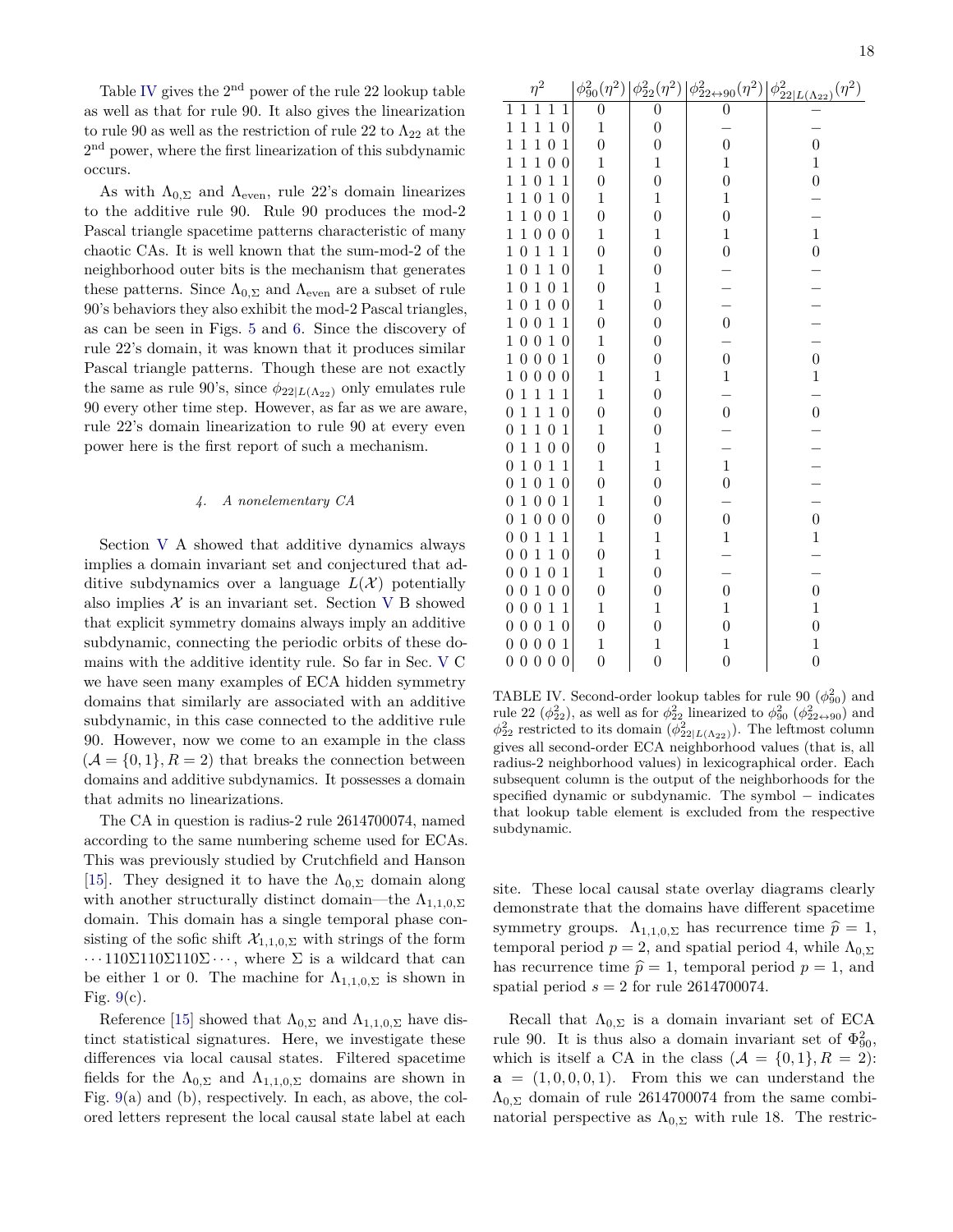Table IV gives the 2nd power of the rule 22 lookup table as well as that for rule 90. It also gives the linearization to rule 90 as well as the restriction of rule 22 to $\Lambda_{22}$ at the 2nd power, where the first linearization of this subdynamic occurs.

As with $\Lambda_{0,\Sigma}$ and $\Lambda_{\text{even}}$, rule 22's domain linearizes to the additive rule 90. Rule 90 produces the mod-2 Pascal triangle spacetime patterns characteristic of many chaotic CAs. It is well known that the sum-mod-2 of the neighborhood outer bits is the mechanism that generates these patterns. Since $\Lambda_{0,\Sigma}$ and $\Lambda_{\text{even}}$ are a subset of rule 90's behaviors they also exhibit the mod-2 Pascal triangles, as can be seen in Figs. 5 and 6. Since the discovery of rule 22's domain, it was known that it produces similar Pascal triangle patterns. Though these are not exactly the same as rule 90's, since $\phi_{22|L(\Lambda_{22})}$ only emulates rule 90 every other time step. However, as far as we are aware, rule 22's domain linearization to rule 90 at every even power here is the first report of such a mechanism.

#### 4. A nonelementary CA

Section V A showed that additive dynamics always implies a domain invariant set and conjectured that additive subdynamics over a language $L(\mathcal{X})$ potentially also implies $\mathcal{X}$ is an invariant set. Section V B showed that explicit symmetry domains always imply an additive subdynamic, connecting the periodic orbits of these domains with the additive identity rule. So far in Sec. V C we have seen many examples of ECA hidden symmetry domains that similarly are associated with an additive subdynamic, in this case connected to the additive rule 90. However, now we come to an example in the class $(\mathcal{A} = \{0, 1\}, R = 2)$ that breaks the connection between domains and additive subdynamics. It possesses a domain that admits no linearizations.

The CA in question is radius-2 rule 2614700074, named according to the same numbering scheme used for ECAs. This was previously studied by Crutchfield and Hanson [15]. They designed it to have the $\Lambda_{0,\Sigma}$ domain along with another structurally distinct domain—the $\Lambda_{1,1,0,\Sigma}$ domain. This domain has a single temporal phase consisting of the sofic shift $\mathcal{X}_{1,1,0,\Sigma}$ with strings of the form $\cdots 110\Sigma110\Sigma110\Sigma\cdots$, where $\Sigma$ is a wildcard that can be either 1 or 0. The machine for $\Lambda_{1,1,0,\Sigma}$ is shown in Fig. 9(c).

Reference [15] showed that $\Lambda_{0,\Sigma}$ and $\Lambda_{1,1,0,\Sigma}$ have distinct statistical signatures. Here, we investigate these differences via local causal states. Filtered spacetime fields for the $\Lambda_{0,\Sigma}$ and $\Lambda_{1,1,0,\Sigma}$ domains are shown in Fig. 9(a) and (b), respectively. In each, as above, the colored letters represent the local causal state label at each

| $\eta^2$ | $\phi^2_{90}(\eta^2)$ | $\phi^2_{22}(\eta^2)$ | $\phi^2_{22\leftrightarrow 90}(\eta^2)$ | $\phi^2_{22\|L(\Lambda_{22})}(\eta^2)$ |
|---|---|---|---|---|
| 1 1 1 1 1 | 0 | 0 | 0 | – |
| 1 1 1 1 0 | 1 | 0 | – | – |
| 1 1 1 0 1 | 0 | 0 | 0 | 0 |
| 1 1 1 0 0 | 1 | 1 | 1 | 1 |
| 1 1 0 1 1 | 0 | 0 | 0 | 0 |
| 1 1 0 1 0 | 1 | 1 | 1 | – |
| 1 1 0 0 1 | 0 | 0 | 0 | – |
| 1 1 0 0 0 | 1 | 1 | 1 | 1 |
| 1 0 1 1 1 | 0 | 0 | 0 | 0 |
| 1 0 1 1 0 | 1 | 0 | – | – |
| 1 0 1 0 1 | 0 | 1 | – | – |
| 1 0 1 0 0 | 1 | 0 | – | – |
| 1 0 0 1 1 | 0 | 0 | 0 | – |
| 1 0 0 1 0 | 1 | 0 | – | – |
| 1 0 0 0 1 | 0 | 0 | 0 | 0 |
| 1 0 0 0 0 | 1 | 1 | 1 | 1 |
| 0 1 1 1 1 | 1 | 0 | – | – |
| 0 1 1 1 0 | 0 | 0 | 0 | 0 |
| 0 1 1 0 1 | 1 | 0 | – | – |
| 0 1 1 0 0 | 0 | 1 | – | – |
| 0 1 0 1 1 | 1 | 1 | 1 | – |
| 0 1 0 1 0 | 0 | 0 | 0 | – |
| 0 1 0 0 1 | 1 | 0 | – | – |
| 0 1 0 0 0 | 0 | 0 | 0 | 0 |
| 0 0 1 1 1 | 1 | 1 | 1 | 1 |
| 0 0 1 1 0 | 0 | 1 | – | – |
| 0 0 1 0 1 | 1 | 0 | – | – |
| 0 0 1 0 0 | 0 | 0 | 0 | 0 |
| 0 0 0 1 1 | 1 | 1 | 1 | 1 |
| 0 0 0 1 0 | 0 | 0 | 0 | 0 |
| 0 0 0 0 1 | 1 | 1 | 1 | 1 |
| 0 0 0 0 0 | 0 | 0 | 0 | 0 |

TABLE IV. Second-order lookup tables for rule 90 ($\phi^2_{90}$) and rule 22 ($\phi^2_{22}$), as well as for $\phi^2_{22}$ linearized to $\phi^2_{90}$ ($\phi^2_{22\leftrightarrow 90}$) and $\phi^2_{22}$ restricted to its domain ($\phi^2_{22|L(\Lambda_{22})}$). The leftmost column gives all second-order ECA neighborhood values (that is, all radius-2 neighborhood values) in lexicographical order. Each subsequent column is the output of the neighborhoods for the specified dynamic or subdynamic. The symbol – indicates that lookup table element is excluded from the respective subdynamic.

site. These local causal state overlay diagrams clearly demonstrate that the domains have different spacetime symmetry groups. $\Lambda_{1,1,0,\Sigma}$ has recurrence time $\widehat{p} = 1$, temporal period $p = 2$, and spatial period 4, while $\Lambda_{0,\Sigma}$ has recurrence time $\widehat{p} = 1$, temporal period $p = 1$, and spatial period $s = 2$ for rule 2614700074.

Recall that $\Lambda_{0,\Sigma}$ is a domain invariant set of ECA rule 90. It is thus also a domain invariant set of $\Phi^2_{90}$, which is itself a CA in the class $(\mathcal{A} = \{0, 1\}, R = 2)$: $\mathbf{a} = (1, 0, 0, 0, 1)$. From this we can understand the $\Lambda_{0,\Sigma}$ domain of rule 2614700074 from the same combinatorial perspective as $\Lambda_{0,\Sigma}$ with rule 18. The restric-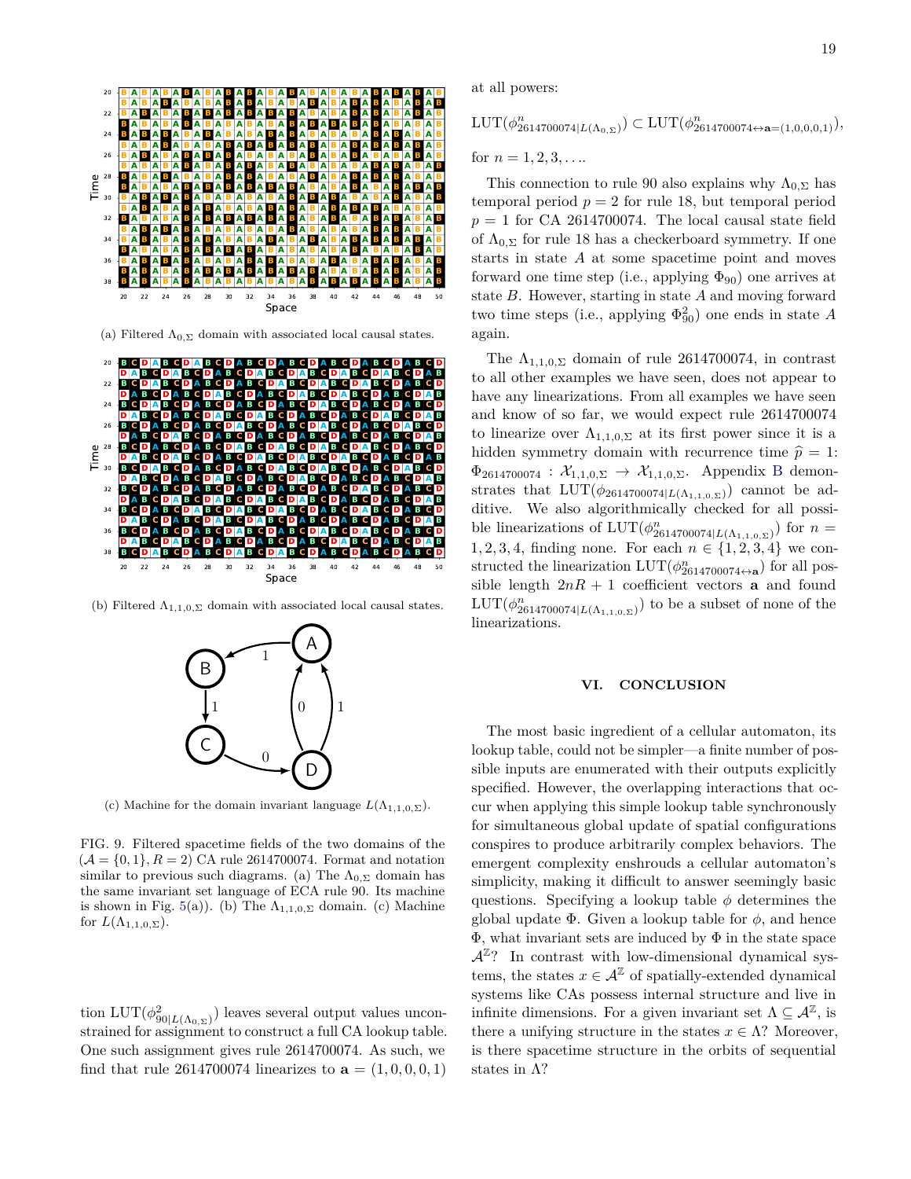(a) Filtered $\Lambda_{0,\Sigma}$ domain with associated local causal states.

(b) Filtered $\Lambda_{1,1,0,\Sigma}$ domain with associated local causal states.

(c) Machine for the domain invariant language $L(\Lambda_{1,1,0,\Sigma})$.

FIG. 9. Filtered spacetime fields of the two domains of the ($\mathcal{A} = \{0,1\}$, $R = 2$) CA rule 2614700074. Format and notation similar to previous such diagrams. (a) The $\Lambda_{0,\Sigma}$ domain has the same invariant set language of ECA rule 90. Its machine is shown in Fig. 5(a)). (b) The $\Lambda_{1,1,0,\Sigma}$ domain. (c) Machine for $L(\Lambda_{1,1,0,\Sigma})$.

tion $\mathrm{LUT}(\phi^2_{90|L(\Lambda_{0,\Sigma})})$ leaves several output values unconstrained for assignment to construct a full CA lookup table. One such assignment gives rule 2614700074. As such, we find that rule 2614700074 linearizes to $\mathbf{a} = (1,0,0,0,1)$ at all powers:

$$\mathrm{LUT}(\phi^n_{2614700074|L(\Lambda_{0,\Sigma})}) \subset \mathrm{LUT}(\phi^n_{2614700074 \leftrightarrow \mathbf{a}=(1,0,0,0,1)}),$$

for $n = 1, 2, 3, \ldots$.

This connection to rule 90 also explains why $\Lambda_{0,\Sigma}$ has temporal period $p = 2$ for rule 18, but temporal period $p = 1$ for CA 2614700074. The local causal state field of $\Lambda_{0,\Sigma}$ for rule 18 has a checkerboard symmetry. If one starts in state $A$ at some spacetime point and moves forward one time step (i.e., applying $\Phi_{90}$) one arrives at state $B$. However, starting in state $A$ and moving forward two time steps (i.e., applying $\Phi^2_{90}$) one ends in state $A$ again.

The $\Lambda_{1,1,0,\Sigma}$ domain of rule 2614700074, in contrast to all other examples we have seen, does not appear to have any linearizations. From all examples we have seen and know of so far, we would expect rule 2614700074 to linearize over $\Lambda_{1,1,0,\Sigma}$ at its first power since it is a hidden symmetry domain with recurrence time $\widehat{p} = 1$: $\Phi_{2614700074} : \mathcal{X}_{1,1,0,\Sigma} \to \mathcal{X}_{1,1,0,\Sigma}$. Appendix B demonstrates that $\mathrm{LUT}(\phi_{2614700074|L(\Lambda_{1,1,0,\Sigma})})$ cannot be additive. We also algorithmically checked for all possible linearizations of $\mathrm{LUT}(\phi^n_{2614700074|L(\Lambda_{1,1,0,\Sigma})})$ for $n = 1, 2, 3, 4$, finding none. For each $n \in \{1,2,3,4\}$ we constructed the linearization $\mathrm{LUT}(\phi^n_{2614700074 \leftrightarrow \mathbf{a}})$ for all possible length $2nR + 1$ coefficient vectors $\mathbf{a}$ and found $\mathrm{LUT}(\phi^n_{2614700074|L(\Lambda_{1,1,0,\Sigma})})$ to be a subset of none of the linearizations.

## VI. CONCLUSION

The most basic ingredient of a cellular automaton, its lookup table, could not be simpler—a finite number of possible inputs are enumerated with their outputs explicitly specified. However, the overlapping interactions that occur when applying this simple lookup table synchronously for simultaneous global update of spatial configurations conspires to produce arbitrarily complex behaviors. The emergent complexity enshrouds a cellular automaton's simplicity, making it difficult to answer seemingly basic questions. Specifying a lookup table $\phi$ determines the global update $\Phi$. Given a lookup table for $\phi$, and hence $\Phi$, what invariant sets are induced by $\Phi$ in the state space $\mathcal{A}^{\mathbb{Z}}$? In contrast with low-dimensional dynamical systems, the states $x \in \mathcal{A}^{\mathbb{Z}}$ of spatially-extended dynamical systems like CAs possess internal structure and live in infinite dimensions. For a given invariant set $\Lambda \subseteq \mathcal{A}^{\mathbb{Z}}$, is there a unifying structure in the states $x \in \Lambda$? Moreover, is there spacetime structure in the orbits of sequential states in $\Lambda$?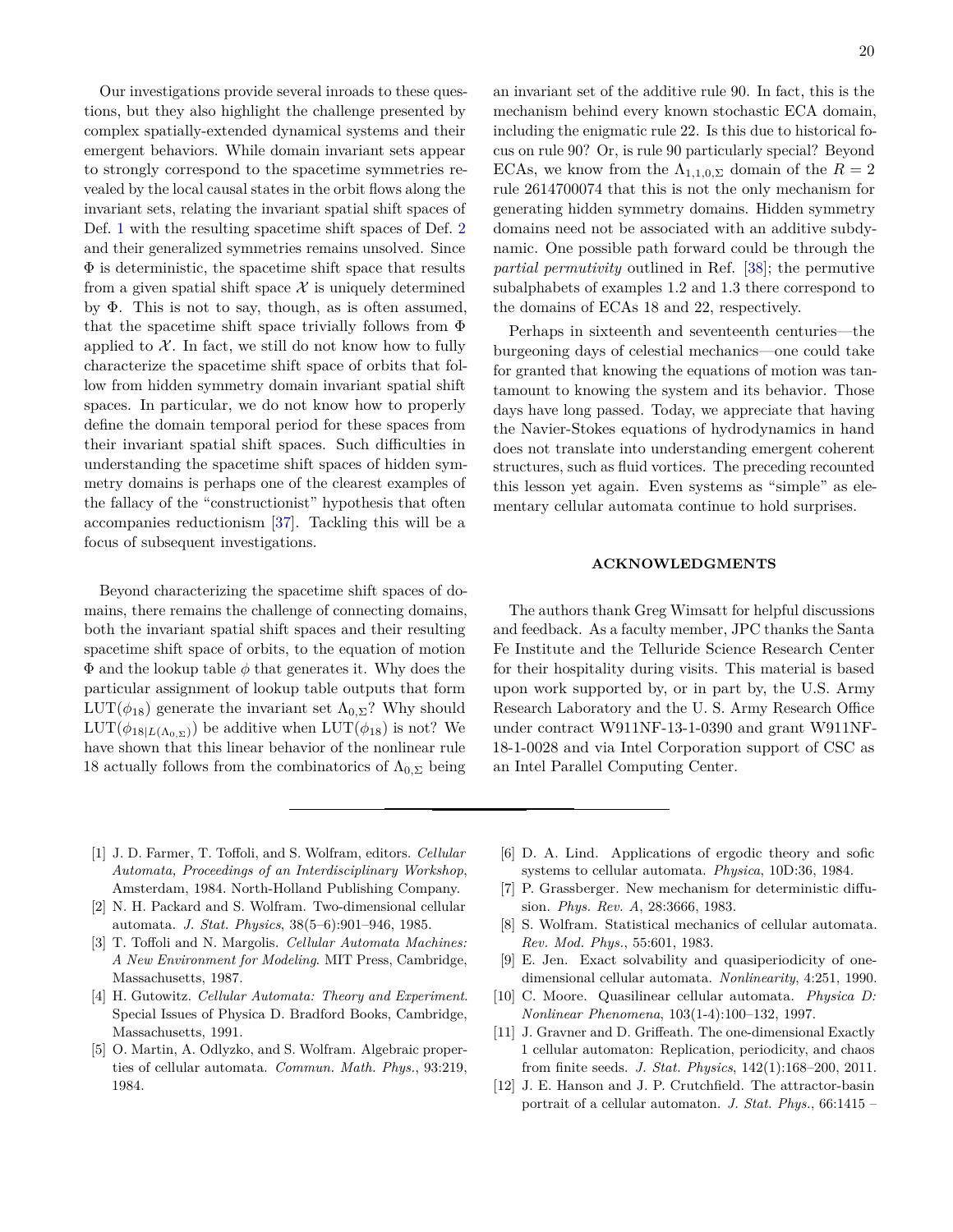Our investigations provide several inroads to these questions, but they also highlight the challenge presented by complex spatially-extended dynamical systems and their emergent behaviors. While domain invariant sets appear to strongly correspond to the spacetime symmetries revealed by the local causal states in the orbit flows along the invariant sets, relating the invariant spatial shift spaces of Def. 1 with the resulting spacetime shift spaces of Def. 2 and their generalized symmetries remains unsolved. Since $\Phi$ is deterministic, the spacetime shift space that results from a given spatial shift space $\mathcal{X}$ is uniquely determined by $\Phi$. This is not to say, though, as is often assumed, that the spacetime shift space trivially follows from $\Phi$ applied to $\mathcal{X}$. In fact, we still do not know how to fully characterize the spacetime shift space of orbits that follow from hidden symmetry domain invariant spatial shift spaces. In particular, we do not know how to properly define the domain temporal period for these spaces from their invariant spatial shift spaces. Such difficulties in understanding the spacetime shift spaces of hidden symmetry domains is perhaps one of the clearest examples of the fallacy of the "constructionist" hypothesis that often accompanies reductionism [37]. Tackling this will be a focus of subsequent investigations.

Beyond characterizing the spacetime shift spaces of domains, there remains the challenge of connecting domains, both the invariant spatial shift spaces and their resulting spacetime shift space of orbits, to the equation of motion $\Phi$ and the lookup table $\phi$ that generates it. Why does the particular assignment of lookup table outputs that form $\text{LUT}(\phi_{18})$ generate the invariant set $\Lambda_{0,\Sigma}$? Why should $\text{LUT}(\phi_{18|L(\Lambda_{0,\Sigma})})$ be additive when $\text{LUT}(\phi_{18})$ is not? We have shown that this linear behavior of the nonlinear rule 18 actually follows from the combinatorics of $\Lambda_{0,\Sigma}$ being an invariant set of the additive rule 90. In fact, this is the mechanism behind every known stochastic ECA domain, including the enigmatic rule 22. Is this due to historical focus on rule 90? Or, is rule 90 particularly special? Beyond ECAs, we know from the $\Lambda_{1,1,0,\Sigma}$ domain of the $R = 2$ rule 2614700074 that this is not the only mechanism for generating hidden symmetry domains. Hidden symmetry domains need not be associated with an additive subdynamic. One possible path forward could be through the *partial permutivity* outlined in Ref. [38]; the permutive subalphabets of examples 1.2 and 1.3 there correspond to the domains of ECAs 18 and 22, respectively.

Perhaps in sixteenth and seventeenth centuries—the burgeoning days of celestial mechanics—one could take for granted that knowing the equations of motion was tantamount to knowing the system and its behavior. Those days have long passed. Today, we appreciate that having the Navier-Stokes equations of hydrodynamics in hand does not translate into understanding emergent coherent structures, such as fluid vortices. The preceding recounted this lesson yet again. Even systems as "simple" as elementary cellular automata continue to hold surprises.

## ACKNOWLEDGMENTS

The authors thank Greg Wimsatt for helpful discussions and feedback. As a faculty member, JPC thanks the Santa Fe Institute and the Telluride Science Research Center for their hospitality during visits. This material is based upon work supported by, or in part by, the U.S. Army Research Laboratory and the U. S. Army Research Office under contract W911NF-13-1-0390 and grant W911NF-18-1-0028 and via Intel Corporation support of CSC as an Intel Parallel Computing Center.

---

[1] J. D. Farmer, T. Toffoli, and S. Wolfram, editors. *Cellular Automata, Proceedings of an Interdisciplinary Workshop*, Amsterdam, 1984. North-Holland Publishing Company.

[2] N. H. Packard and S. Wolfram. Two-dimensional cellular automata. *J. Stat. Physics*, 38(5–6):901–946, 1985.

[3] T. Toffoli and N. Margolis. *Cellular Automata Machines: A New Environment for Modeling*. MIT Press, Cambridge, Massachusetts, 1987.

[4] H. Gutowitz. *Cellular Automata: Theory and Experiment*. Special Issues of Physica D. Bradford Books, Cambridge, Massachusetts, 1991.

[5] O. Martin, A. Odlyzko, and S. Wolfram. Algebraic properties of cellular automata. *Commun. Math. Phys.*, 93:219, 1984.

[6] D. A. Lind. Applications of ergodic theory and sofic systems to cellular automata. *Physica*, 10D:36, 1984.

[7] P. Grassberger. New mechanism for deterministic diffusion. *Phys. Rev. A*, 28:3666, 1983.

[8] S. Wolfram. Statistical mechanics of cellular automata. *Rev. Mod. Phys.*, 55:601, 1983.

[9] E. Jen. Exact solvability and quasiperiodicity of one-dimensional cellular automata. *Nonlinearity*, 4:251, 1990.

[10] C. Moore. Quasilinear cellular automata. *Physica D: Nonlinear Phenomena*, 103(1-4):100–132, 1997.

[11] J. Gravner and D. Griffeath. The one-dimensional Exactly 1 cellular automaton: Replication, periodicity, and chaos from finite seeds. *J. Stat. Physics*, 142(1):168–200, 2011.

[12] J. E. Hanson and J. P. Crutchfield. The attractor-basin portrait of a cellular automaton. *J. Stat. Phys.*, 66:1415 –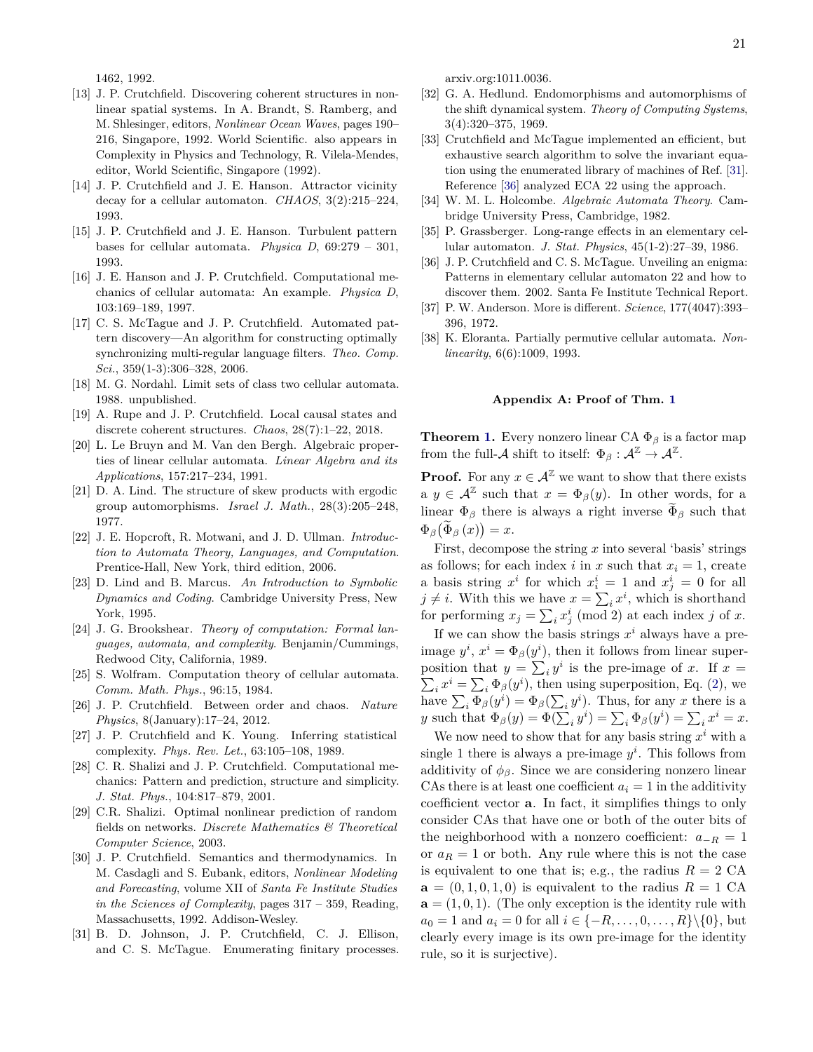1462, 1992.

[13] J. P. Crutchfield. Discovering coherent structures in nonlinear spatial systems. In A. Brandt, S. Ramberg, and M. Shlesinger, editors, *Nonlinear Ocean Waves*, pages 190–216, Singapore, 1992. World Scientific. also appears in Complexity in Physics and Technology, R. Vilela-Mendes, editor, World Scientific, Singapore (1992).

[14] J. P. Crutchfield and J. E. Hanson. Attractor vicinity decay for a cellular automaton. *CHAOS*, 3(2):215–224, 1993.

[15] J. P. Crutchfield and J. E. Hanson. Turbulent pattern bases for cellular automata. *Physica D*, 69:279 – 301, 1993.

[16] J. E. Hanson and J. P. Crutchfield. Computational mechanics of cellular automata: An example. *Physica D*, 103:169–189, 1997.

[17] C. S. McTague and J. P. Crutchfield. Automated pattern discovery—An algorithm for constructing optimally synchronizing multi-regular language filters. *Theo. Comp. Sci.*, 359(1-3):306–328, 2006.

[18] M. G. Nordahl. Limit sets of class two cellular automata. 1988. unpublished.

[19] A. Rupe and J. P. Crutchfield. Local causal states and discrete coherent structures. *Chaos*, 28(7):1–22, 2018.

[20] L. Le Bruyn and M. Van den Bergh. Algebraic properties of linear cellular automata. *Linear Algebra and its Applications*, 157:217–234, 1991.

[21] D. A. Lind. The structure of skew products with ergodic group automorphisms. *Israel J. Math.*, 28(3):205–248, 1977.

[22] J. E. Hopcroft, R. Motwani, and J. D. Ullman. *Introduction to Automata Theory, Languages, and Computation*. Prentice-Hall, New York, third edition, 2006.

[23] D. Lind and B. Marcus. *An Introduction to Symbolic Dynamics and Coding*. Cambridge University Press, New York, 1995.

[24] J. G. Brookshear. *Theory of computation: Formal languages, automata, and complexity*. Benjamin/Cummings, Redwood City, California, 1989.

[25] S. Wolfram. Computation theory of cellular automata. *Comm. Math. Phys.*, 96:15, 1984.

[26] J. P. Crutchfield. Between order and chaos. *Nature Physics*, 8(January):17–24, 2012.

[27] J. P. Crutchfield and K. Young. Inferring statistical complexity. *Phys. Rev. Let.*, 63:105–108, 1989.

[28] C. R. Shalizi and J. P. Crutchfield. Computational mechanics: Pattern and prediction, structure and simplicity. *J. Stat. Phys.*, 104:817–879, 2001.

[29] C.R. Shalizi. Optimal nonlinear prediction of random fields on networks. *Discrete Mathematics & Theoretical Computer Science*, 2003.

[30] J. P. Crutchfield. Semantics and thermodynamics. In M. Casdagli and S. Eubank, editors, *Nonlinear Modeling and Forecasting*, volume XII of *Santa Fe Institute Studies in the Sciences of Complexity*, pages 317 – 359, Reading, Massachusetts, 1992. Addison-Wesley.

[31] B. D. Johnson, J. P. Crutchfield, C. J. Ellison, and C. S. McTague. Enumerating finitary processes. arxiv.org:1011.0036.

[32] G. A. Hedlund. Endomorphisms and automorphisms of the shift dynamical system. *Theory of Computing Systems*, 3(4):320–375, 1969.

[33] Crutchfield and McTague implemented an efficient, but exhaustive search algorithm to solve the invariant equation using the enumerated library of machines of Ref. [31]. Reference [36] analyzed ECA 22 using the approach.

[34] W. M. L. Holcombe. *Algebraic Automata Theory*. Cambridge University Press, Cambridge, 1982.

[35] P. Grassberger. Long-range effects in an elementary cellular automaton. *J. Stat. Physics*, 45(1-2):27–39, 1986.

[36] J. P. Crutchfield and C. S. McTague. Unveiling an enigma: Patterns in elementary cellular automaton 22 and how to discover them. 2002. Santa Fe Institute Technical Report.

[37] P. W. Anderson. More is different. *Science*, 177(4047):393–396, 1972.

[38] K. Eloranta. Partially permutive cellular automata. *Nonlinearity*, 6(6):1009, 1993.

## Appendix A: Proof of Thm. 1

**Theorem 1.** Every nonzero linear CA $\Phi_\beta$ is a factor map from the full-$\mathcal{A}$ shift to itself: $\Phi_\beta : \mathcal{A}^\mathbb{Z} \to \mathcal{A}^\mathbb{Z}$.

**Proof.** For any $x \in \mathcal{A}^\mathbb{Z}$ we want to show that there exists a $y \in \mathcal{A}^\mathbb{Z}$ such that $x = \Phi_\beta(y)$. In other words, for a linear $\Phi_\beta$ there is always a right inverse $\widetilde{\Phi}_\beta$ such that $\Phi_\beta\big(\widetilde{\Phi}_\beta(x)\big) = x$.

First, decompose the string $x$ into several 'basis' strings as follows; for each index $i$ in $x$ such that $x_i = 1$, create a basis string $x^i$ for which $x^i_i = 1$ and $x^i_j = 0$ for all $j \neq i$. With this we have $x = \sum_i x^i$, which is shorthand for performing $x_j = \sum_i x^i_j \pmod 2$ at each index $j$ of $x$.

If we can show the basis strings $x^i$ always have a pre-image $y^i$, $x^i = \Phi_\beta(y^i)$, then it follows from linear superposition that $y = \sum_i y^i$ is the pre-image of $x$. If $x = \sum_i x^i = \sum_i \Phi_\beta(y^i)$, then using superposition, Eq. (2), we have $\sum_i \Phi_\beta(y^i) = \Phi_\beta(\sum_i y^i)$. Thus, for any $x$ there is a $y$ such that $\Phi_\beta(y) = \Phi(\sum_i y^i) = \sum_i \Phi_\beta(y^i) = \sum_i x^i = x$.

We now need to show that for any basis string $x^i$ with a single 1 there is always a pre-image $y^i$. This follows from additivity of $\phi_\beta$. Since we are considering nonzero linear CAs there is at least one coefficient $a_i = 1$ in the additivity coefficient vector $\mathbf{a}$. In fact, it simplifies things to only consider CAs that have one or both of the outer bits of the neighborhood with a nonzero coefficient: $a_{-R} = 1$ or $a_R = 1$ or both. Any rule where this is not the case is equivalent to one that is; e.g., the radius $R = 2$ CA $\mathbf{a} = (0, 1, 0, 1, 0)$ is equivalent to the radius $R = 1$ CA $\mathbf{a} = (1, 0, 1)$. (The only exception is the identity rule with $a_0 = 1$ and $a_i = 0$ for all $i \in \{-R, \ldots, 0, \ldots, R\} \backslash \{0\}$, but clearly every image is its own pre-image for the identity rule, so it is surjective).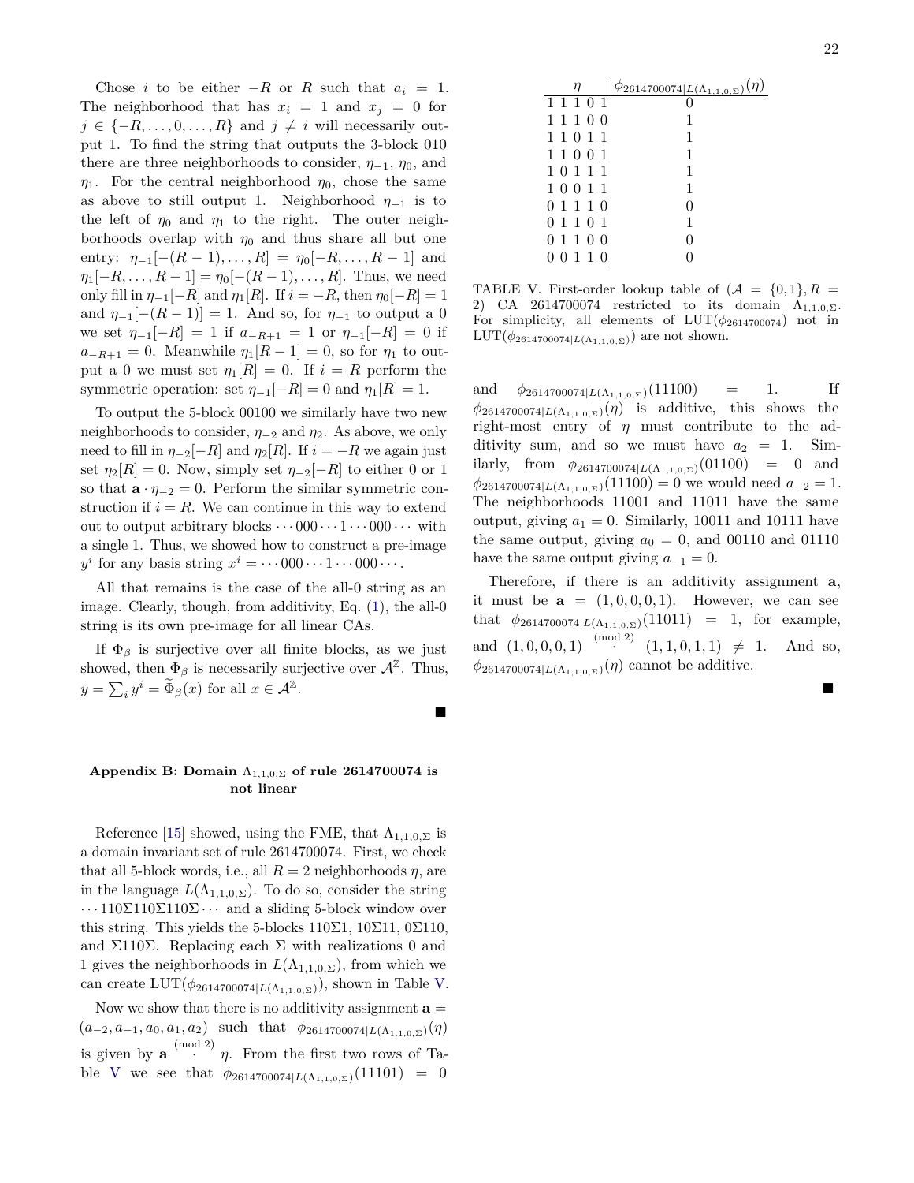Chose $i$ to be either $-R$ or $R$ such that $a_i = 1$. The neighborhood that has $x_i = 1$ and $x_j = 0$ for $j \in \{-R, \ldots, 0, \ldots, R\}$ and $j \neq i$ will necessarily output 1. To find the string that outputs the 3-block 010 there are three neighborhoods to consider, $\eta_{-1}$, $\eta_0$, and $\eta_1$. For the central neighborhood $\eta_0$, chose the same as above to still output 1. Neighborhood $\eta_{-1}$ is to the left of $\eta_0$ and $\eta_1$ to the right. The outer neighborhoods overlap with $\eta_0$ and thus share all but one entry: $\eta_{-1}[-(R-1), \ldots, R] = \eta_0[-R, \ldots, R-1]$ and $\eta_1[-R, \ldots, R-1] = \eta_0[-(R-1), \ldots, R]$. Thus, we need only fill in $\eta_{-1}[-R]$ and $\eta_1[R]$. If $i = -R$, then $\eta_0[-R] = 1$ and $\eta_{-1}[-(R-1)] = 1$. And so, for $\eta_{-1}$ to output a 0 we set $\eta_{-1}[-R] = 1$ if $a_{-R+1} = 1$ or $\eta_{-1}[-R] = 0$ if $a_{-R+1} = 0$. Meanwhile $\eta_1[R-1] = 0$, so for $\eta_1$ to output a 0 we must set $\eta_1[R] = 0$. If $i = R$ perform the symmetric operation: set $\eta_{-1}[-R] = 0$ and $\eta_1[R] = 1$.

To output the 5-block 00100 we similarly have two new neighborhoods to consider, $\eta_{-2}$ and $\eta_2$. As above, we only need to fill in $\eta_{-2}[-R]$ and $\eta_2[R]$. If $i = -R$ we again just set $\eta_2[R] = 0$. Now, simply set $\eta_{-2}[-R]$ to either 0 or 1 so that $\mathbf{a} \cdot \eta_{-2} = 0$. Perform the similar symmetric construction if $i = R$. We can continue in this way to extend out to output arbitrary blocks $\cdots 000 \cdots 1 \cdots 000 \cdots$ with a single 1. Thus, we showed how to construct a pre-image $y^i$ for any basis string $x^i = \cdots 000 \cdots 1 \cdots 000 \cdots$.

All that remains is the case of the all-0 string as an image. Clearly, though, from additivity, Eq. (1), the all-0 string is its own pre-image for all linear CAs.

If $\Phi_\beta$ is surjective over all finite blocks, as we just showed, then $\Phi_\beta$ is necessarily surjective over $\mathcal{A}^{\mathbb{Z}}$. Thus, $y = \sum_i y^i = \widetilde{\Phi}_\beta(x)$ for all $x \in \mathcal{A}^{\mathbb{Z}}$.

■

## Appendix B: Domain $\Lambda_{1,1,0,\Sigma}$ of rule 2614700074 is not linear

Reference [15] showed, using the FME, that $\Lambda_{1,1,0,\Sigma}$ is a domain invariant set of rule 2614700074. First, we check that all 5-block words, i.e., all $R = 2$ neighborhoods $\eta$, are in the language $L(\Lambda_{1,1,0,\Sigma})$. To do so, consider the string $\cdots 110\Sigma 110\Sigma 110\Sigma \cdots$ and a sliding 5-block window over this string. This yields the 5-blocks $110\Sigma 1$, $10\Sigma 11$, $0\Sigma 110$, and $\Sigma 110\Sigma$. Replacing each $\Sigma$ with realizations 0 and 1 gives the neighborhoods in $L(\Lambda_{1,1,0,\Sigma})$, from which we can create $\mathrm{LUT}(\phi_{2614700074|L(\Lambda_{1,1,0,\Sigma})})$, shown in Table V.

Now we show that there is no additivity assignment $\mathbf{a} = (a_{-2}, a_{-1}, a_0, a_1, a_2)$ such that $\phi_{2614700074|L(\Lambda_{1,1,0,\Sigma})}(\eta)$ is given by $\mathbf{a} \overset{(\mathrm{mod}\ 2)}{\cdot} \eta$. From the first two rows of Table V we see that $\phi_{2614700074|L(\Lambda_{1,1,0,\Sigma})}(11101) = 0$ and $\phi_{2614700074|L(\Lambda_{1,1,0,\Sigma})}(11100) = 1$. If $\phi_{2614700074|L(\Lambda_{1,1,0,\Sigma})}(\eta)$ is additive, this shows the right-most entry of $\eta$ must contribute to the additivity sum, and so we must have $a_2 = 1$. Similarly, from $\phi_{2614700074|L(\Lambda_{1,1,0,\Sigma})}(01100) = 0$ and $\phi_{2614700074|L(\Lambda_{1,1,0,\Sigma})}(11100) = 0$ we would need $a_{-2} = 1$. The neighborhoods 11001 and 11011 have the same output, giving $a_1 = 0$. Similarly, 10011 and 10111 have the same output, giving $a_0 = 0$, and 00110 and 01110 have the same output giving $a_{-1} = 0$.

Therefore, if there is an additivity assignment $\mathbf{a}$, it must be $\mathbf{a} = (1, 0, 0, 0, 1)$. However, we can see that $\phi_{2614700074|L(\Lambda_{1,1,0,\Sigma})}(11011) = 1$, for example, and $(1, 0, 0, 0, 1) \overset{(\mathrm{mod}\ 2)}{\cdot} (1, 1, 0, 1, 1) \neq 1$. And so, $\phi_{2614700074|L(\Lambda_{1,1,0,\Sigma})}(\eta)$ cannot be additive.

■

| $\eta$ | $\phi_{2614700074\|L(\Lambda_{1,1,0,\Sigma})}(\eta)$ |
|---|---|
| 1 1 1 0 1 | 0 |
| 1 1 1 0 0 | 1 |
| 1 1 0 1 1 | 1 |
| 1 1 0 0 1 | 1 |
| 1 0 1 1 1 | 1 |
| 1 0 0 1 1 | 1 |
| 0 1 1 1 0 | 0 |
| 0 1 1 0 1 | 1 |
| 0 1 1 0 0 | 0 |
| 0 0 1 1 0 | 0 |

TABLE V. First-order lookup table of ($\mathcal{A} = \{0, 1\}, R = 2$) CA 2614700074 restricted to its domain $\Lambda_{1,1,0,\Sigma}$. For simplicity, all elements of $\mathrm{LUT}(\phi_{2614700074})$ not in $\mathrm{LUT}(\phi_{2614700074|L(\Lambda_{1,1,0,\Sigma})})$ are not shown.